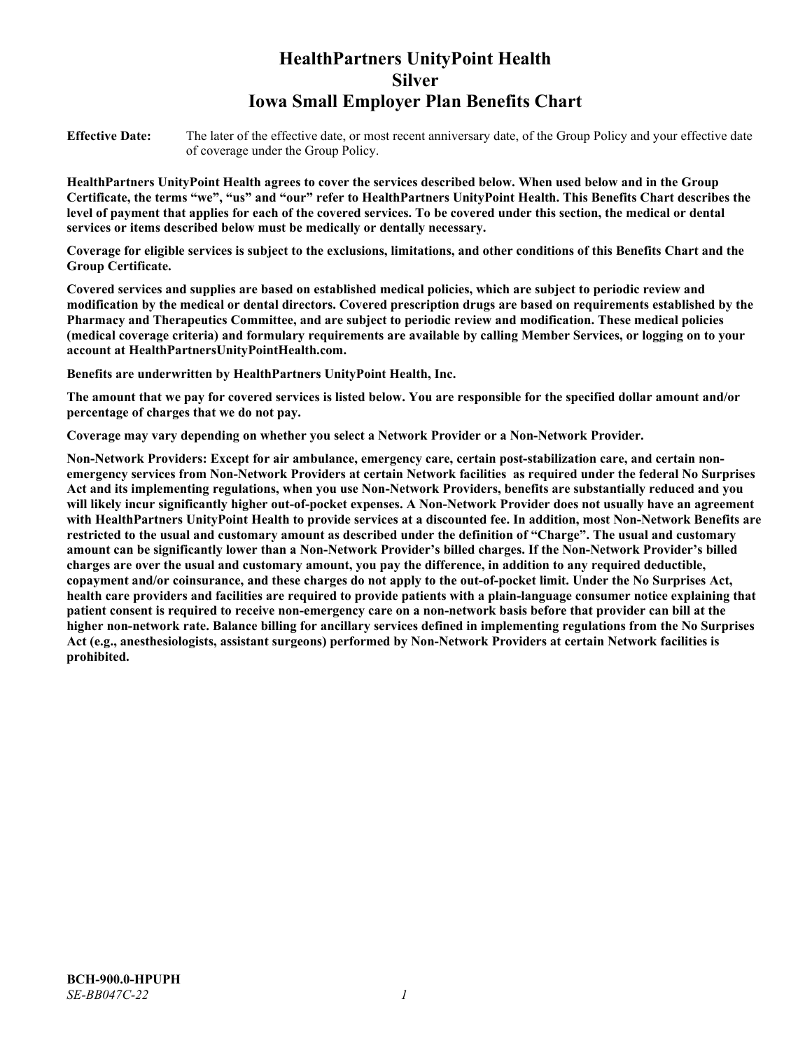# HealthPartners UnityPoint Health
# Silver
# Iowa Small Employer Plan Benefits Chart

**Effective Date:** The later of the effective date, or most recent anniversary date, of the Group Policy and your effective date of coverage under the Group Policy.

**HealthPartners UnityPoint Health agrees to cover the services described below. When used below and in the Group Certificate, the terms "we", "us" and "our" refer to HealthPartners UnityPoint Health. This Benefits Chart describes the level of payment that applies for each of the covered services. To be covered under this section, the medical or dental services or items described below must be medically or dentally necessary.**

**Coverage for eligible services is subject to the exclusions, limitations, and other conditions of this Benefits Chart and the Group Certificate.**

**Covered services and supplies are based on established medical policies, which are subject to periodic review and modification by the medical or dental directors. Covered prescription drugs are based on requirements established by the Pharmacy and Therapeutics Committee, and are subject to periodic review and modification. These medical policies (medical coverage criteria) and formulary requirements are available by calling Member Services, or logging on to your account at HealthPartnersUnityPointHealth.com.**

**Benefits are underwritten by HealthPartners UnityPoint Health, Inc.**

**The amount that we pay for covered services is listed below. You are responsible for the specified dollar amount and/or percentage of charges that we do not pay.**

**Coverage may vary depending on whether you select a Network Provider or a Non-Network Provider.**

**Non-Network Providers: Except for air ambulance, emergency care, certain post-stabilization care, and certain non-emergency services from Non-Network Providers at certain Network facilities as required under the federal No Surprises Act and its implementing regulations, when you use Non-Network Providers, benefits are substantially reduced and you will likely incur significantly higher out-of-pocket expenses. A Non-Network Provider does not usually have an agreement with HealthPartners UnityPoint Health to provide services at a discounted fee. In addition, most Non-Network Benefits are restricted to the usual and customary amount as described under the definition of "Charge". The usual and customary amount can be significantly lower than a Non-Network Provider's billed charges. If the Non-Network Provider's billed charges are over the usual and customary amount, you pay the difference, in addition to any required deductible, copayment and/or coinsurance, and these charges do not apply to the out-of-pocket limit. Under the No Surprises Act, health care providers and facilities are required to provide patients with a plain-language consumer notice explaining that patient consent is required to receive non-emergency care on a non-network basis before that provider can bill at the higher non-network rate. Balance billing for ancillary services defined in implementing regulations from the No Surprises Act (e.g., anesthesiologists, assistant surgeons) performed by Non-Network Providers at certain Network facilities is prohibited.**

**BCH-900.0-HPUPH**
*SE-BB047C-22*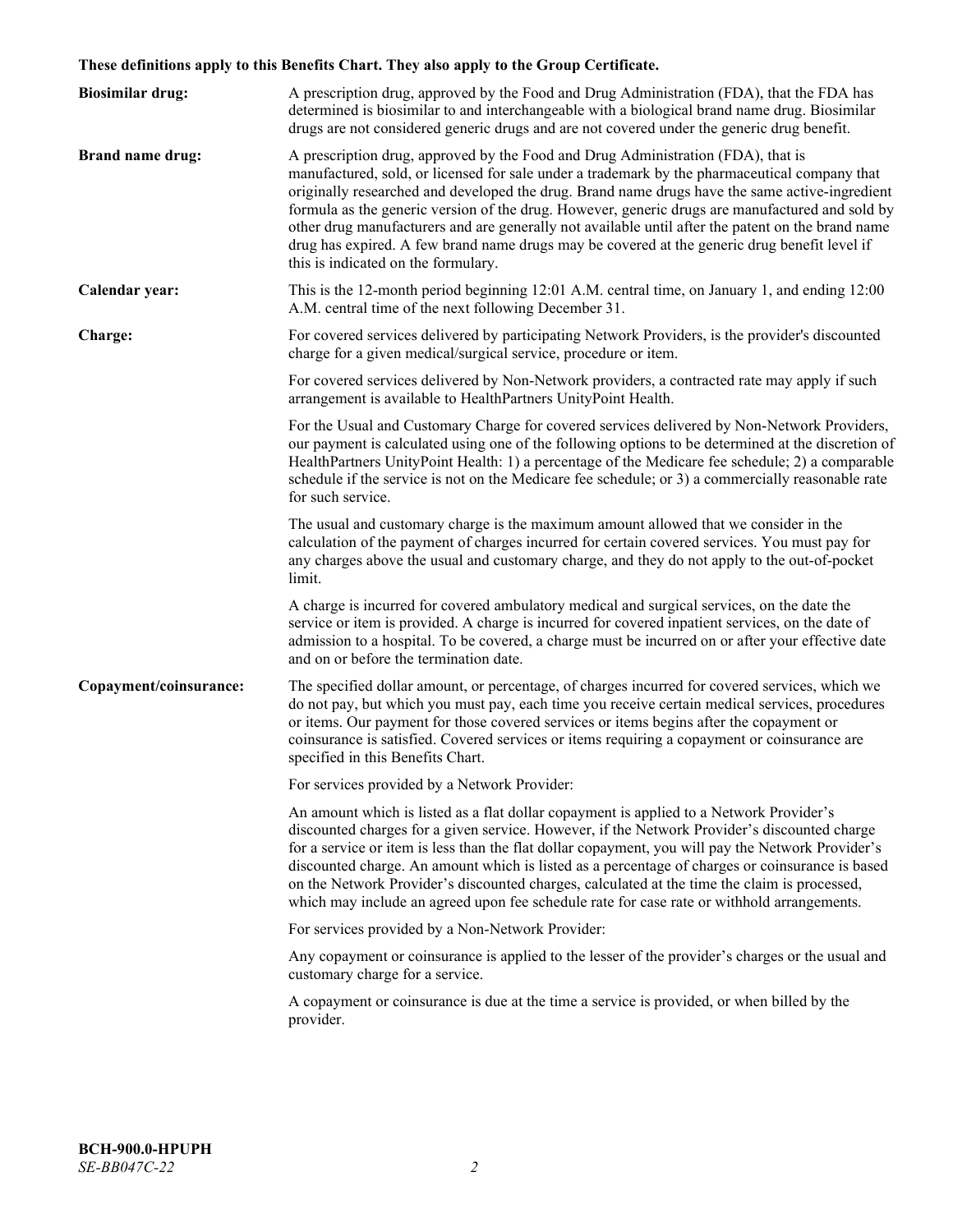**These definitions apply to this Benefits Chart. They also apply to the Group Certificate.**

**Biosimilar drug:** A prescription drug, approved by the Food and Drug Administration (FDA), that the FDA has determined is biosimilar to and interchangeable with a biological brand name drug. Biosimilar drugs are not considered generic drugs and are not covered under the generic drug benefit.

**Brand name drug:** A prescription drug, approved by the Food and Drug Administration (FDA), that is manufactured, sold, or licensed for sale under a trademark by the pharmaceutical company that originally researched and developed the drug. Brand name drugs have the same active-ingredient formula as the generic version of the drug. However, generic drugs are manufactured and sold by other drug manufacturers and are generally not available until after the patent on the brand name drug has expired. A few brand name drugs may be covered at the generic drug benefit level if this is indicated on the formulary.

**Calendar year:** This is the 12-month period beginning 12:01 A.M. central time, on January 1, and ending 12:00 A.M. central time of the next following December 31.

**Charge:** For covered services delivered by participating Network Providers, is the provider's discounted charge for a given medical/surgical service, procedure or item.

For covered services delivered by Non-Network providers, a contracted rate may apply if such arrangement is available to HealthPartners UnityPoint Health.

For the Usual and Customary Charge for covered services delivered by Non-Network Providers, our payment is calculated using one of the following options to be determined at the discretion of HealthPartners UnityPoint Health: 1) a percentage of the Medicare fee schedule; 2) a comparable schedule if the service is not on the Medicare fee schedule; or 3) a commercially reasonable rate for such service.

The usual and customary charge is the maximum amount allowed that we consider in the calculation of the payment of charges incurred for certain covered services. You must pay for any charges above the usual and customary charge, and they do not apply to the out-of-pocket limit.

A charge is incurred for covered ambulatory medical and surgical services, on the date the service or item is provided. A charge is incurred for covered inpatient services, on the date of admission to a hospital. To be covered, a charge must be incurred on or after your effective date and on or before the termination date.

**Copayment/coinsurance:** The specified dollar amount, or percentage, of charges incurred for covered services, which we do not pay, but which you must pay, each time you receive certain medical services, procedures or items. Our payment for those covered services or items begins after the copayment or coinsurance is satisfied. Covered services or items requiring a copayment or coinsurance are specified in this Benefits Chart.

For services provided by a Network Provider:

An amount which is listed as a flat dollar copayment is applied to a Network Provider's discounted charges for a given service. However, if the Network Provider's discounted charge for a service or item is less than the flat dollar copayment, you will pay the Network Provider's discounted charge. An amount which is listed as a percentage of charges or coinsurance is based on the Network Provider's discounted charges, calculated at the time the claim is processed, which may include an agreed upon fee schedule rate for case rate or withhold arrangements.

For services provided by a Non-Network Provider:

Any copayment or coinsurance is applied to the lesser of the provider's charges or the usual and customary charge for a service.

A copayment or coinsurance is due at the time a service is provided, or when billed by the provider.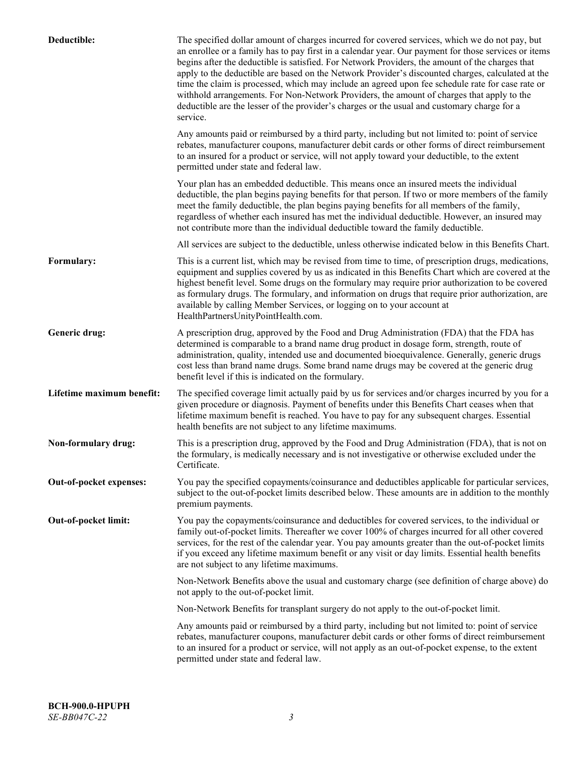**Deductible:** The specified dollar amount of charges incurred for covered services, which we do not pay, but an enrollee or a family has to pay first in a calendar year. Our payment for those services or items begins after the deductible is satisfied. For Network Providers, the amount of the charges that apply to the deductible are based on the Network Provider's discounted charges, calculated at the time the claim is processed, which may include an agreed upon fee schedule rate for case rate or withhold arrangements. For Non-Network Providers, the amount of charges that apply to the deductible are the lesser of the provider's charges or the usual and customary charge for a service.

Any amounts paid or reimbursed by a third party, including but not limited to: point of service rebates, manufacturer coupons, manufacturer debit cards or other forms of direct reimbursement to an insured for a product or service, will not apply toward your deductible, to the extent permitted under state and federal law.

Your plan has an embedded deductible. This means once an insured meets the individual deductible, the plan begins paying benefits for that person. If two or more members of the family meet the family deductible, the plan begins paying benefits for all members of the family, regardless of whether each insured has met the individual deductible. However, an insured may not contribute more than the individual deductible toward the family deductible.

All services are subject to the deductible, unless otherwise indicated below in this Benefits Chart.

**Formulary:** This is a current list, which may be revised from time to time, of prescription drugs, medications, equipment and supplies covered by us as indicated in this Benefits Chart which are covered at the highest benefit level. Some drugs on the formulary may require prior authorization to be covered as formulary drugs. The formulary, and information on drugs that require prior authorization, are available by calling Member Services, or logging on to your account at HealthPartnersUnityPointHealth.com.

**Generic drug:** A prescription drug, approved by the Food and Drug Administration (FDA) that the FDA has determined is comparable to a brand name drug product in dosage form, strength, route of administration, quality, intended use and documented bioequivalence. Generally, generic drugs cost less than brand name drugs. Some brand name drugs may be covered at the generic drug benefit level if this is indicated on the formulary.

**Lifetime maximum benefit:** The specified coverage limit actually paid by us for services and/or charges incurred by you for a given procedure or diagnosis. Payment of benefits under this Benefits Chart ceases when that lifetime maximum benefit is reached. You have to pay for any subsequent charges. Essential health benefits are not subject to any lifetime maximums.

**Non-formulary drug:** This is a prescription drug, approved by the Food and Drug Administration (FDA), that is not on the formulary, is medically necessary and is not investigative or otherwise excluded under the Certificate.

**Out-of-pocket expenses:** You pay the specified copayments/coinsurance and deductibles applicable for particular services, subject to the out-of-pocket limits described below. These amounts are in addition to the monthly premium payments.

**Out-of-pocket limit:** You pay the copayments/coinsurance and deductibles for covered services, to the individual or family out-of-pocket limits. Thereafter we cover 100% of charges incurred for all other covered services, for the rest of the calendar year. You pay amounts greater than the out-of-pocket limits if you exceed any lifetime maximum benefit or any visit or day limits. Essential health benefits are not subject to any lifetime maximums.

Non-Network Benefits above the usual and customary charge (see definition of charge above) do not apply to the out-of-pocket limit.

Non-Network Benefits for transplant surgery do not apply to the out-of-pocket limit.

Any amounts paid or reimbursed by a third party, including but not limited to: point of service rebates, manufacturer coupons, manufacturer debit cards or other forms of direct reimbursement to an insured for a product or service, will not apply as an out-of-pocket expense, to the extent permitted under state and federal law.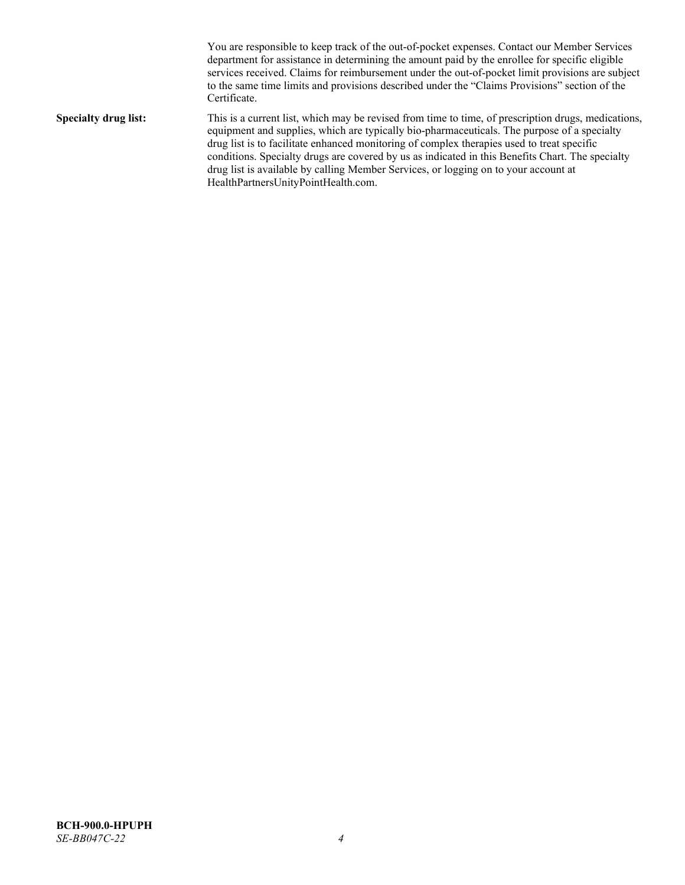You are responsible to keep track of the out-of-pocket expenses. Contact our Member Services department for assistance in determining the amount paid by the enrollee for specific eligible services received. Claims for reimbursement under the out-of-pocket limit provisions are subject to the same time limits and provisions described under the "Claims Provisions" section of the Certificate.

**Specialty drug list:** This is a current list, which may be revised from time to time, of prescription drugs, medications, equipment and supplies, which are typically bio-pharmaceuticals. The purpose of a specialty drug list is to facilitate enhanced monitoring of complex therapies used to treat specific conditions. Specialty drugs are covered by us as indicated in this Benefits Chart. The specialty drug list is available by calling Member Services, or logging on to your account at HealthPartnersUnityPointHealth.com.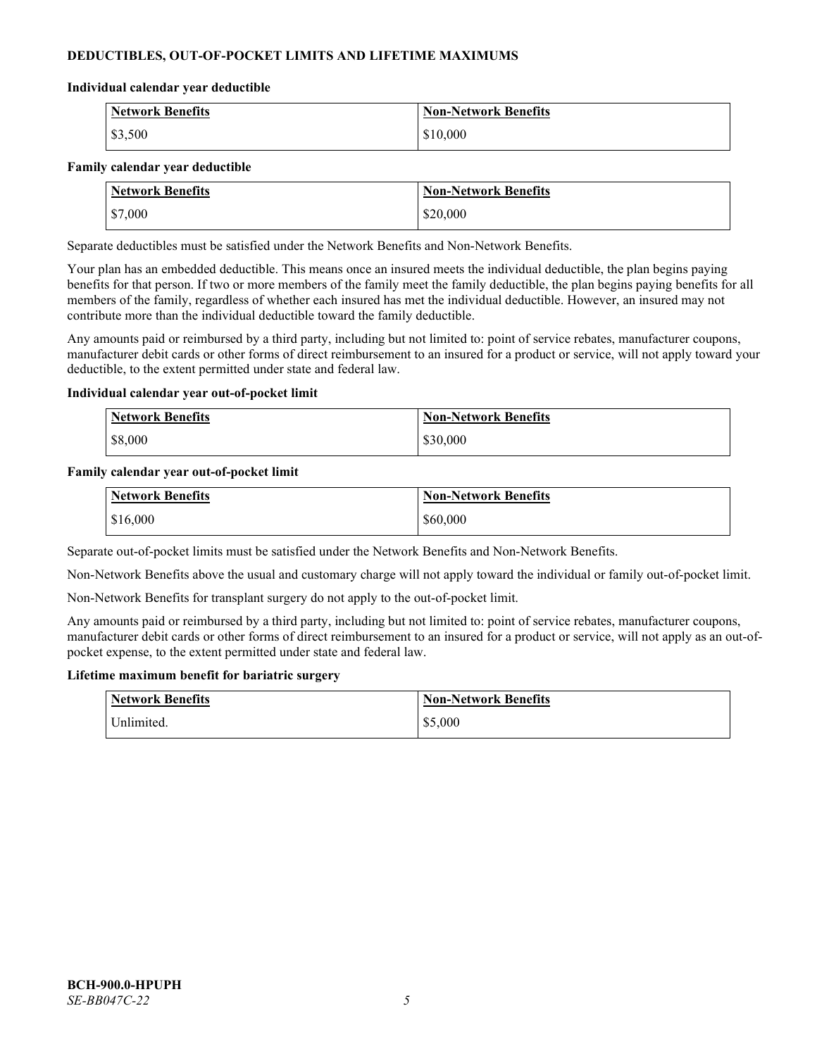## DEDUCTIBLES, OUT-OF-POCKET LIMITS AND LIFETIME MAXIMUMS

### Individual calendar year deductible

| Network Benefits | Non-Network Benefits |
|---|---|
| $3,500 | $10,000 |

### Family calendar year deductible

| Network Benefits | Non-Network Benefits |
|---|---|
| $7,000 | $20,000 |

Separate deductibles must be satisfied under the Network Benefits and Non-Network Benefits.

Your plan has an embedded deductible. This means once an insured meets the individual deductible, the plan begins paying benefits for that person. If two or more members of the family meet the family deductible, the plan begins paying benefits for all members of the family, regardless of whether each insured has met the individual deductible. However, an insured may not contribute more than the individual deductible toward the family deductible.

Any amounts paid or reimbursed by a third party, including but not limited to: point of service rebates, manufacturer coupons, manufacturer debit cards or other forms of direct reimbursement to an insured for a product or service, will not apply toward your deductible, to the extent permitted under state and federal law.

### Individual calendar year out-of-pocket limit

| Network Benefits | Non-Network Benefits |
|---|---|
| $8,000 | $30,000 |

### Family calendar year out-of-pocket limit

| Network Benefits | Non-Network Benefits |
|---|---|
| $16,000 | $60,000 |

Separate out-of-pocket limits must be satisfied under the Network Benefits and Non-Network Benefits.

Non-Network Benefits above the usual and customary charge will not apply toward the individual or family out-of-pocket limit.

Non-Network Benefits for transplant surgery do not apply to the out-of-pocket limit.

Any amounts paid or reimbursed by a third party, including but not limited to: point of service rebates, manufacturer coupons, manufacturer debit cards or other forms of direct reimbursement to an insured for a product or service, will not apply as an out-of-pocket expense, to the extent permitted under state and federal law.

### Lifetime maximum benefit for bariatric surgery

| Network Benefits | Non-Network Benefits |
|---|---|
| Unlimited. | $5,000 |

**BCH-900.0-HPUPH**
*SE-BB047C-22*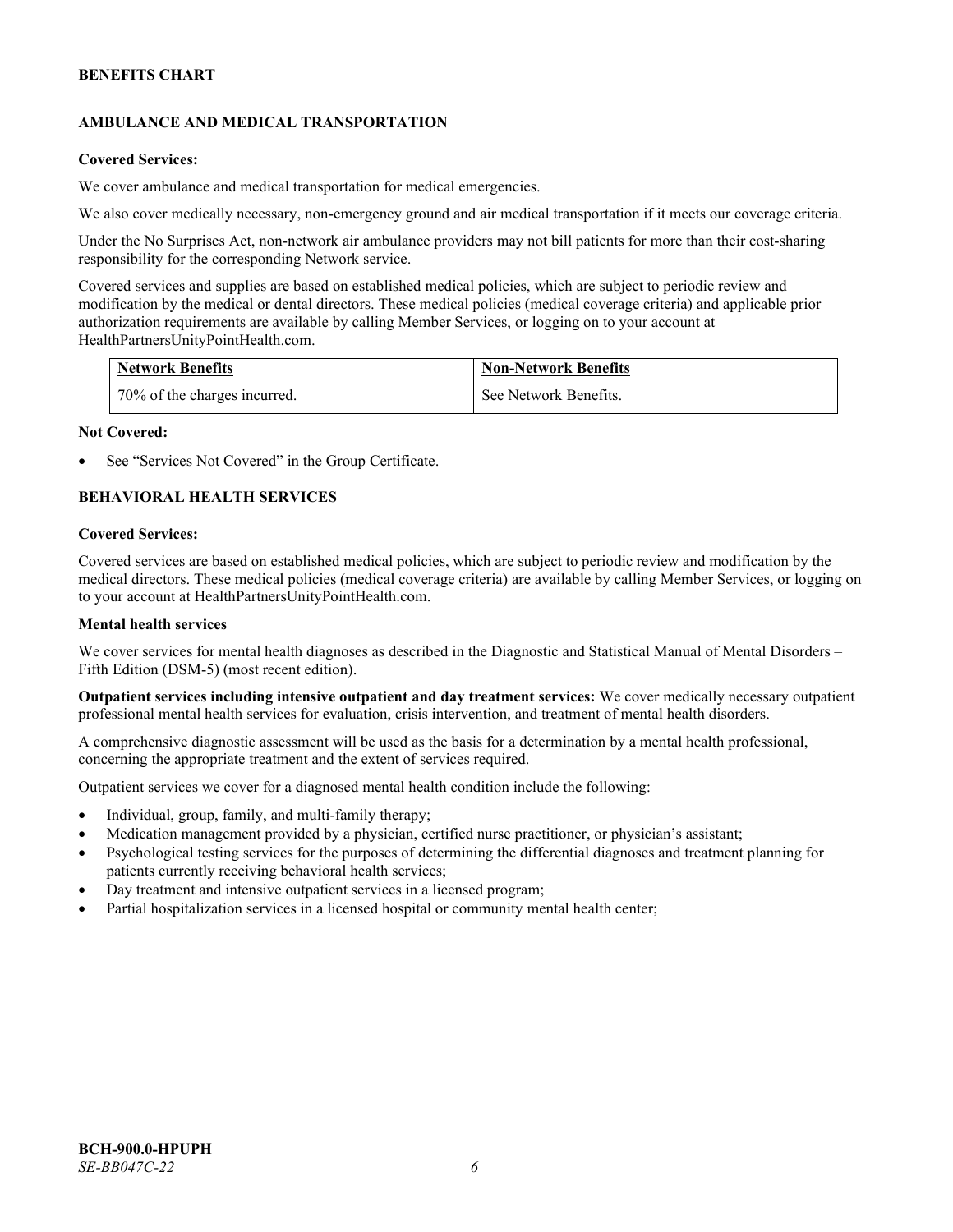## AMBULANCE AND MEDICAL TRANSPORTATION

**Covered Services:**

We cover ambulance and medical transportation for medical emergencies.

We also cover medically necessary, non-emergency ground and air medical transportation if it meets our coverage criteria.

Under the No Surprises Act, non-network air ambulance providers may not bill patients for more than their cost-sharing responsibility for the corresponding Network service.

Covered services and supplies are based on established medical policies, which are subject to periodic review and modification by the medical or dental directors. These medical policies (medical coverage criteria) and applicable prior authorization requirements are available by calling Member Services, or logging on to your account at HealthPartnersUnityPointHealth.com.

| Network Benefits | Non-Network Benefits |
|---|---|
| 70% of the charges incurred. | See Network Benefits. |

**Not Covered:**

- See "Services Not Covered" in the Group Certificate.

## BEHAVIORAL HEALTH SERVICES

**Covered Services:**

Covered services are based on established medical policies, which are subject to periodic review and modification by the medical directors. These medical policies (medical coverage criteria) are available by calling Member Services, or logging on to your account at HealthPartnersUnityPointHealth.com.

**Mental health services**

We cover services for mental health diagnoses as described in the Diagnostic and Statistical Manual of Mental Disorders – Fifth Edition (DSM-5) (most recent edition).

**Outpatient services including intensive outpatient and day treatment services:** We cover medically necessary outpatient professional mental health services for evaluation, crisis intervention, and treatment of mental health disorders.

A comprehensive diagnostic assessment will be used as the basis for a determination by a mental health professional, concerning the appropriate treatment and the extent of services required.

Outpatient services we cover for a diagnosed mental health condition include the following:

- Individual, group, family, and multi-family therapy;
- Medication management provided by a physician, certified nurse practitioner, or physician's assistant;
- Psychological testing services for the purposes of determining the differential diagnoses and treatment planning for patients currently receiving behavioral health services;
- Day treatment and intensive outpatient services in a licensed program;
- Partial hospitalization services in a licensed hospital or community mental health center;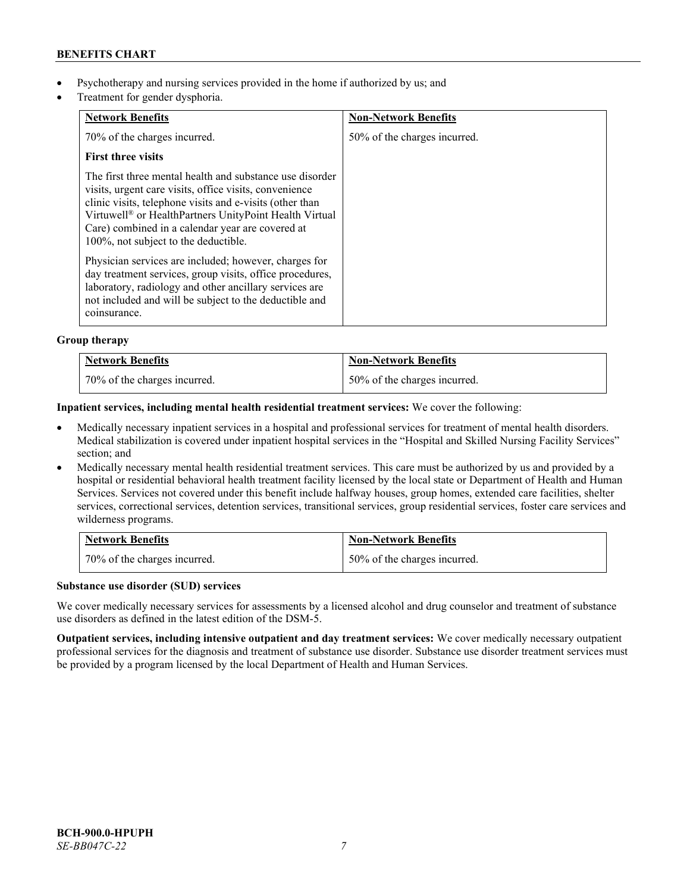- Psychotherapy and nursing services provided in the home if authorized by us; and
- Treatment for gender dysphoria.

| Network Benefits | Non-Network Benefits |
|---|---|
| 70% of the charges incurred.<br><br>**First three visits**<br><br>The first three mental health and substance use disorder visits, urgent care visits, office visits, convenience clinic visits, telephone visits and e-visits (other than Virtuwell® or HealthPartners UnityPoint Health Virtual Care) combined in a calendar year are covered at 100%, not subject to the deductible.<br><br>Physician services are included; however, charges for day treatment services, group visits, office procedures, laboratory, radiology and other ancillary services are not included and will be subject to the deductible and coinsurance. | 50% of the charges incurred. |

**Group therapy**

| Network Benefits | Non-Network Benefits |
|---|---|
| 70% of the charges incurred. | 50% of the charges incurred. |

**Inpatient services, including mental health residential treatment services:** We cover the following:

- Medically necessary inpatient services in a hospital and professional services for treatment of mental health disorders. Medical stabilization is covered under inpatient hospital services in the "Hospital and Skilled Nursing Facility Services" section; and
- Medically necessary mental health residential treatment services. This care must be authorized by us and provided by a hospital or residential behavioral health treatment facility licensed by the local state or Department of Health and Human Services. Services not covered under this benefit include halfway houses, group homes, extended care facilities, shelter services, correctional services, detention services, transitional services, group residential services, foster care services and wilderness programs.

| Network Benefits | Non-Network Benefits |
|---|---|
| 70% of the charges incurred. | 50% of the charges incurred. |

**Substance use disorder (SUD) services**

We cover medically necessary services for assessments by a licensed alcohol and drug counselor and treatment of substance use disorders as defined in the latest edition of the DSM-5.

**Outpatient services, including intensive outpatient and day treatment services:** We cover medically necessary outpatient professional services for the diagnosis and treatment of substance use disorder. Substance use disorder treatment services must be provided by a program licensed by the local Department of Health and Human Services.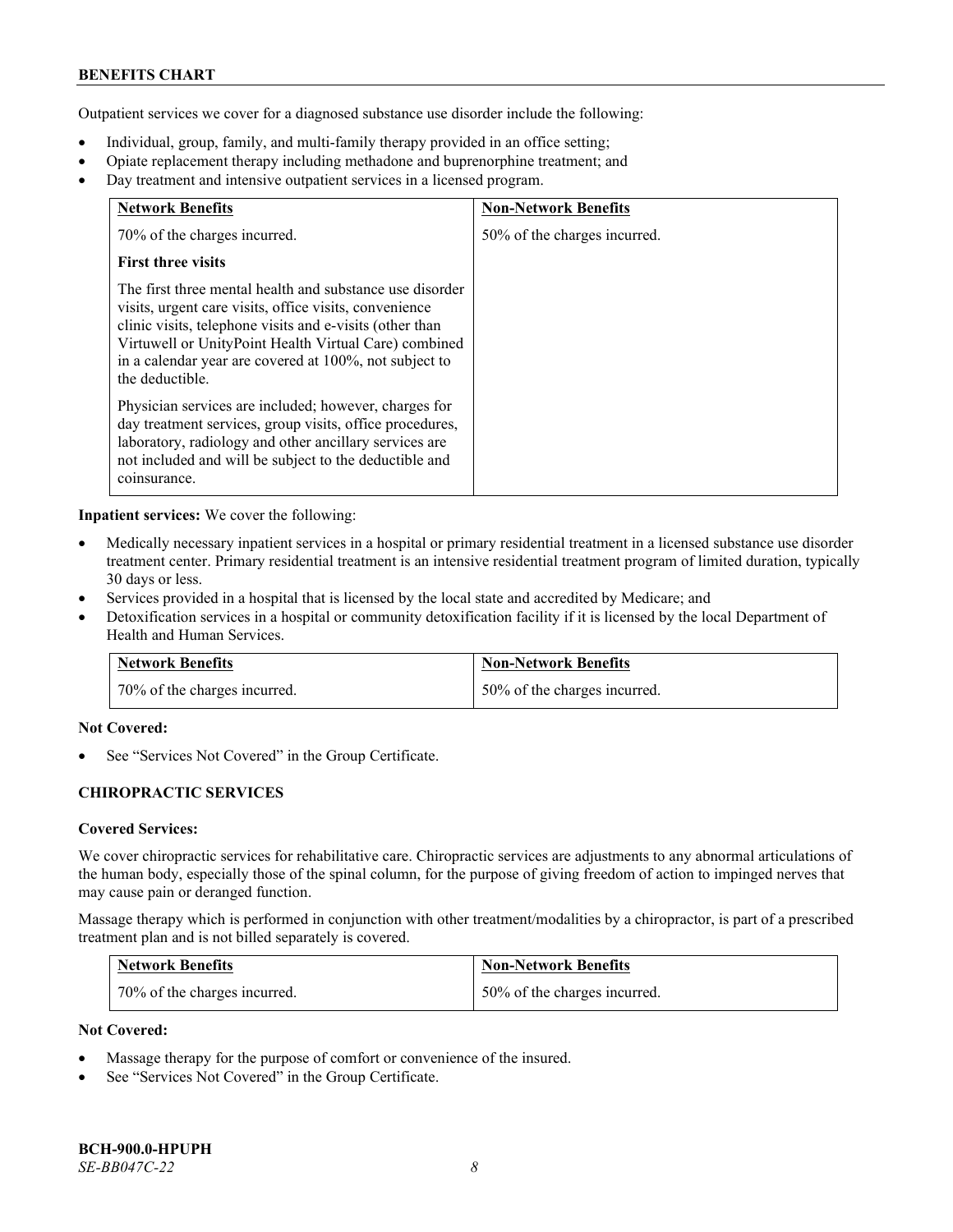Outpatient services we cover for a diagnosed substance use disorder include the following:

- Individual, group, family, and multi-family therapy provided in an office setting;
- Opiate replacement therapy including methadone and buprenorphine treatment; and
- Day treatment and intensive outpatient services in a licensed program.

| Network Benefits | Non-Network Benefits |
| --- | --- |
| 70% of the charges incurred.<br><br>**First three visits**<br><br>The first three mental health and substance use disorder visits, urgent care visits, office visits, convenience clinic visits, telephone visits and e-visits (other than Virtuwell or UnityPoint Health Virtual Care) combined in a calendar year are covered at 100%, not subject to the deductible.<br><br>Physician services are included; however, charges for day treatment services, group visits, office procedures, laboratory, radiology and other ancillary services are not included and will be subject to the deductible and coinsurance. | 50% of the charges incurred. |

**Inpatient services:** We cover the following:

- Medically necessary inpatient services in a hospital or primary residential treatment in a licensed substance use disorder treatment center. Primary residential treatment is an intensive residential treatment program of limited duration, typically 30 days or less.
- Services provided in a hospital that is licensed by the local state and accredited by Medicare; and
- Detoxification services in a hospital or community detoxification facility if it is licensed by the local Department of Health and Human Services.

| Network Benefits | Non-Network Benefits |
| --- | --- |
| 70% of the charges incurred. | 50% of the charges incurred. |

**Not Covered:**

- See "Services Not Covered" in the Group Certificate.

### CHIROPRACTIC SERVICES

**Covered Services:**

We cover chiropractic services for rehabilitative care. Chiropractic services are adjustments to any abnormal articulations of the human body, especially those of the spinal column, for the purpose of giving freedom of action to impinged nerves that may cause pain or deranged function.

Massage therapy which is performed in conjunction with other treatment/modalities by a chiropractor, is part of a prescribed treatment plan and is not billed separately is covered.

| Network Benefits | Non-Network Benefits |
| --- | --- |
| 70% of the charges incurred. | 50% of the charges incurred. |

**Not Covered:**

- Massage therapy for the purpose of comfort or convenience of the insured.
- See "Services Not Covered" in the Group Certificate.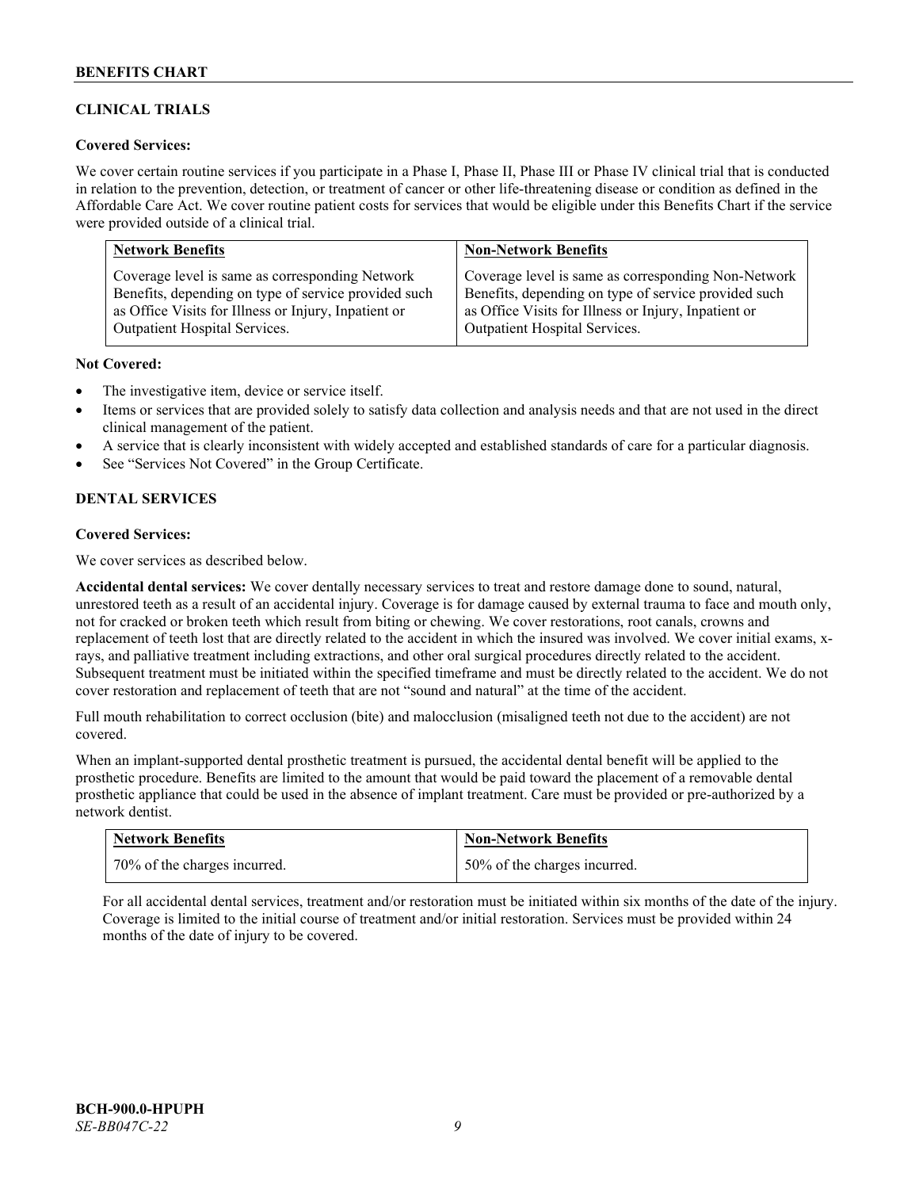## CLINICAL TRIALS

**Covered Services:**

We cover certain routine services if you participate in a Phase I, Phase II, Phase III or Phase IV clinical trial that is conducted in relation to the prevention, detection, or treatment of cancer or other life-threatening disease or condition as defined in the Affordable Care Act. We cover routine patient costs for services that would be eligible under this Benefits Chart if the service were provided outside of a clinical trial.

| Network Benefits | Non-Network Benefits |
| --- | --- |
| Coverage level is same as corresponding Network Benefits, depending on type of service provided such as Office Visits for Illness or Injury, Inpatient or Outpatient Hospital Services. | Coverage level is same as corresponding Non-Network Benefits, depending on type of service provided such as Office Visits for Illness or Injury, Inpatient or Outpatient Hospital Services. |

**Not Covered:**

- The investigative item, device or service itself.
- Items or services that are provided solely to satisfy data collection and analysis needs and that are not used in the direct clinical management of the patient.
- A service that is clearly inconsistent with widely accepted and established standards of care for a particular diagnosis.
- See "Services Not Covered" in the Group Certificate.

## DENTAL SERVICES

**Covered Services:**

We cover services as described below.

**Accidental dental services:** We cover dentally necessary services to treat and restore damage done to sound, natural, unrestored teeth as a result of an accidental injury. Coverage is for damage caused by external trauma to face and mouth only, not for cracked or broken teeth which result from biting or chewing. We cover restorations, root canals, crowns and replacement of teeth lost that are directly related to the accident in which the insured was involved. We cover initial exams, x-rays, and palliative treatment including extractions, and other oral surgical procedures directly related to the accident. Subsequent treatment must be initiated within the specified timeframe and must be directly related to the accident. We do not cover restoration and replacement of teeth that are not "sound and natural" at the time of the accident.

Full mouth rehabilitation to correct occlusion (bite) and malocclusion (misaligned teeth not due to the accident) are not covered.

When an implant-supported dental prosthetic treatment is pursued, the accidental dental benefit will be applied to the prosthetic procedure. Benefits are limited to the amount that would be paid toward the placement of a removable dental prosthetic appliance that could be used in the absence of implant treatment. Care must be provided or pre-authorized by a network dentist.

| Network Benefits | Non-Network Benefits |
| --- | --- |
| 70% of the charges incurred. | 50% of the charges incurred. |

For all accidental dental services, treatment and/or restoration must be initiated within six months of the date of the injury. Coverage is limited to the initial course of treatment and/or initial restoration. Services must be provided within 24 months of the date of injury to be covered.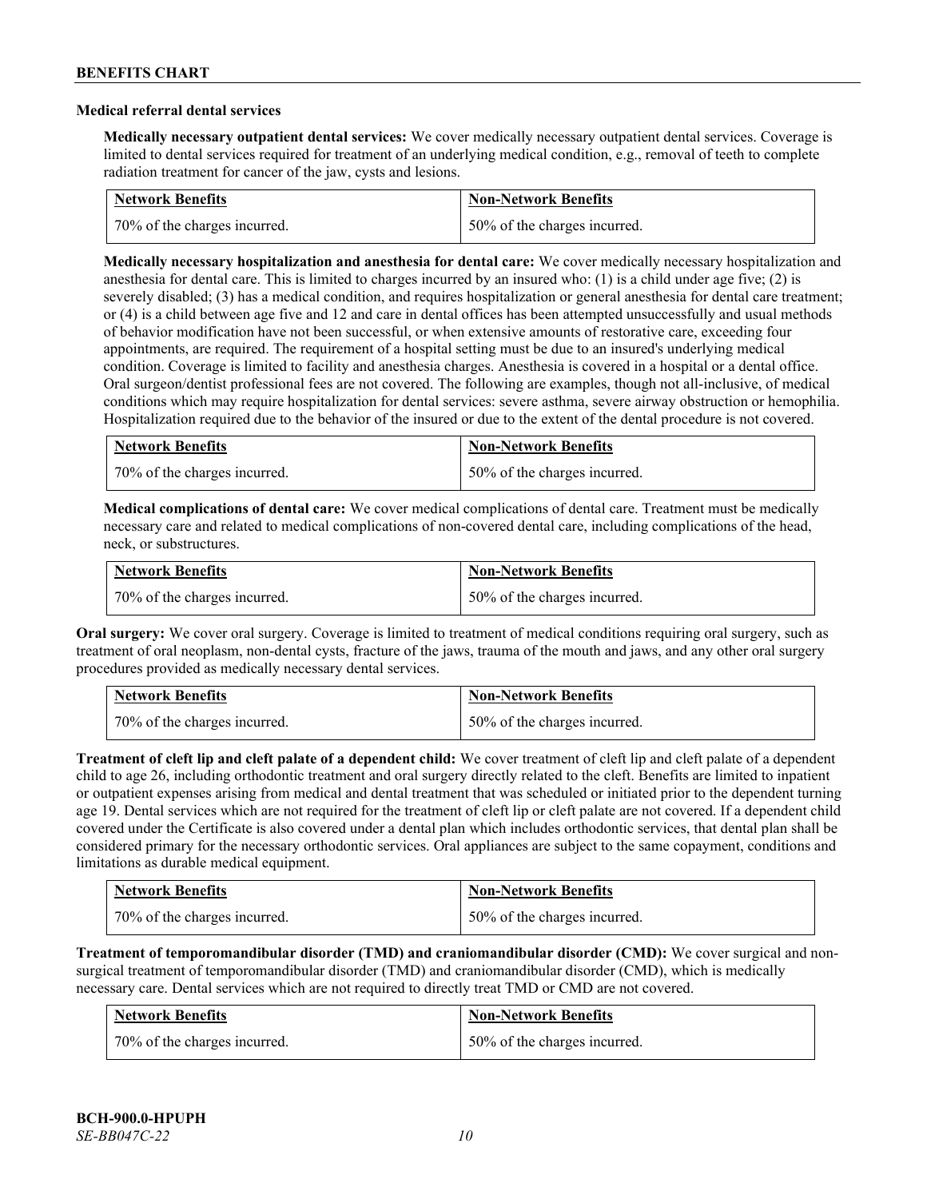### Medical referral dental services

**Medically necessary outpatient dental services:** We cover medically necessary outpatient dental services. Coverage is limited to dental services required for treatment of an underlying medical condition, e.g., removal of teeth to complete radiation treatment for cancer of the jaw, cysts and lesions.

| Network Benefits | Non-Network Benefits |
|---|---|
| 70% of the charges incurred. | 50% of the charges incurred. |

**Medically necessary hospitalization and anesthesia for dental care:** We cover medically necessary hospitalization and anesthesia for dental care. This is limited to charges incurred by an insured who: (1) is a child under age five; (2) is severely disabled; (3) has a medical condition, and requires hospitalization or general anesthesia for dental care treatment; or (4) is a child between age five and 12 and care in dental offices has been attempted unsuccessfully and usual methods of behavior modification have not been successful, or when extensive amounts of restorative care, exceeding four appointments, are required. The requirement of a hospital setting must be due to an insured's underlying medical condition. Coverage is limited to facility and anesthesia charges. Anesthesia is covered in a hospital or a dental office. Oral surgeon/dentist professional fees are not covered. The following are examples, though not all-inclusive, of medical conditions which may require hospitalization for dental services: severe asthma, severe airway obstruction or hemophilia. Hospitalization required due to the behavior of the insured or due to the extent of the dental procedure is not covered.

| Network Benefits | Non-Network Benefits |
|---|---|
| 70% of the charges incurred. | 50% of the charges incurred. |

**Medical complications of dental care:** We cover medical complications of dental care. Treatment must be medically necessary care and related to medical complications of non-covered dental care, including complications of the head, neck, or substructures.

| Network Benefits | Non-Network Benefits |
|---|---|
| 70% of the charges incurred. | 50% of the charges incurred. |

**Oral surgery:** We cover oral surgery. Coverage is limited to treatment of medical conditions requiring oral surgery, such as treatment of oral neoplasm, non-dental cysts, fracture of the jaws, trauma of the mouth and jaws, and any other oral surgery procedures provided as medically necessary dental services.

| Network Benefits | Non-Network Benefits |
|---|---|
| 70% of the charges incurred. | 50% of the charges incurred. |

**Treatment of cleft lip and cleft palate of a dependent child:** We cover treatment of cleft lip and cleft palate of a dependent child to age 26, including orthodontic treatment and oral surgery directly related to the cleft. Benefits are limited to inpatient or outpatient expenses arising from medical and dental treatment that was scheduled or initiated prior to the dependent turning age 19. Dental services which are not required for the treatment of cleft lip or cleft palate are not covered. If a dependent child covered under the Certificate is also covered under a dental plan which includes orthodontic services, that dental plan shall be considered primary for the necessary orthodontic services. Oral appliances are subject to the same copayment, conditions and limitations as durable medical equipment.

| Network Benefits | Non-Network Benefits |
|---|---|
| 70% of the charges incurred. | 50% of the charges incurred. |

**Treatment of temporomandibular disorder (TMD) and craniomandibular disorder (CMD):** We cover surgical and non-surgical treatment of temporomandibular disorder (TMD) and craniomandibular disorder (CMD), which is medically necessary care. Dental services which are not required to directly treat TMD or CMD are not covered.

| Network Benefits | Non-Network Benefits |
|---|---|
| 70% of the charges incurred. | 50% of the charges incurred. |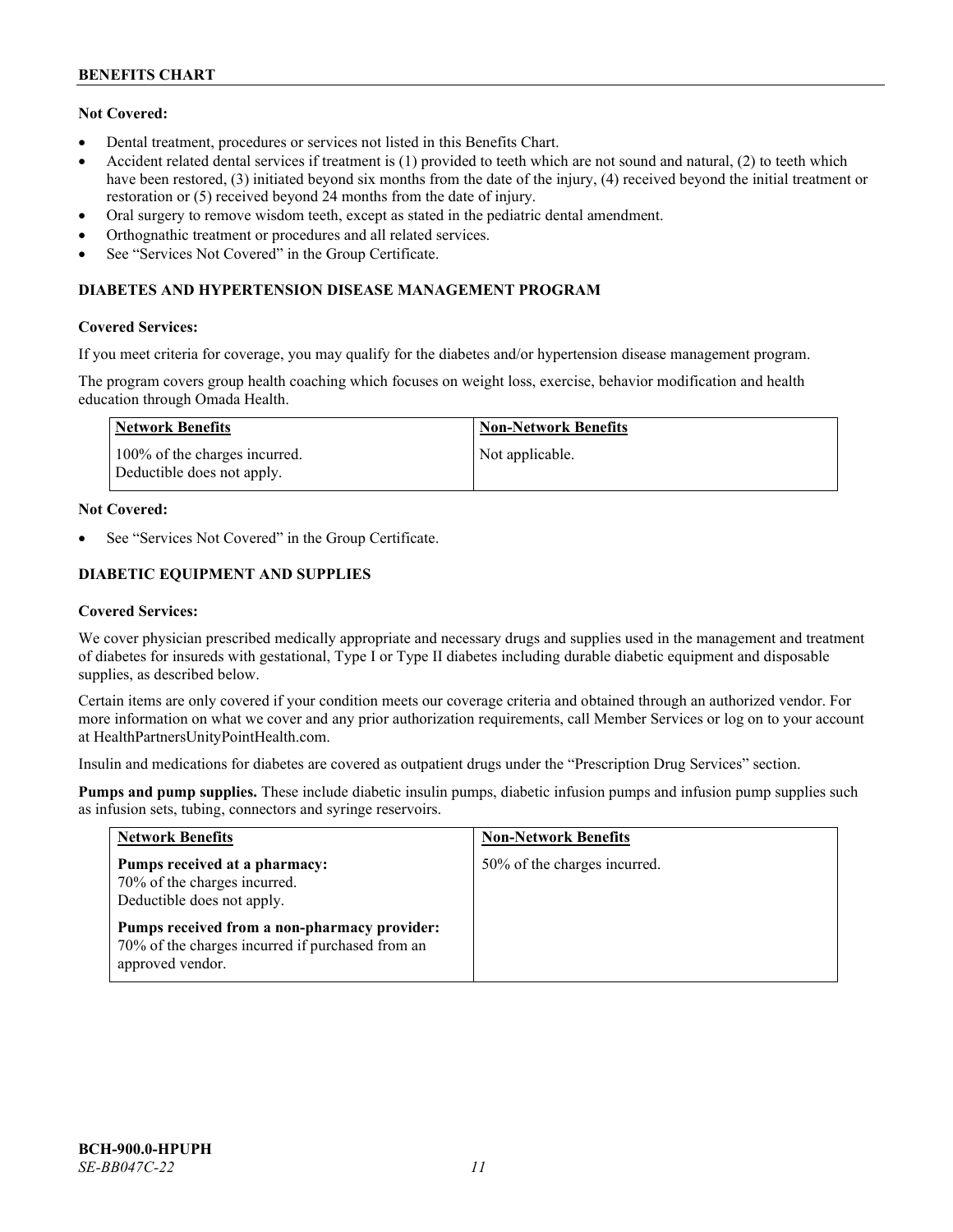**Not Covered:**

- Dental treatment, procedures or services not listed in this Benefits Chart.
- Accident related dental services if treatment is (1) provided to teeth which are not sound and natural, (2) to teeth which have been restored, (3) initiated beyond six months from the date of the injury, (4) received beyond the initial treatment or restoration or (5) received beyond 24 months from the date of injury.
- Oral surgery to remove wisdom teeth, except as stated in the pediatric dental amendment.
- Orthognathic treatment or procedures and all related services.
- See "Services Not Covered" in the Group Certificate.

## DIABETES AND HYPERTENSION DISEASE MANAGEMENT PROGRAM

**Covered Services:**

If you meet criteria for coverage, you may qualify for the diabetes and/or hypertension disease management program.

The program covers group health coaching which focuses on weight loss, exercise, behavior modification and health education through Omada Health.

| Network Benefits | Non-Network Benefits |
| --- | --- |
| 100% of the charges incurred.<br>Deductible does not apply. | Not applicable. |

**Not Covered:**

- See "Services Not Covered" in the Group Certificate.

## DIABETIC EQUIPMENT AND SUPPLIES

**Covered Services:**

We cover physician prescribed medically appropriate and necessary drugs and supplies used in the management and treatment of diabetes for insureds with gestational, Type I or Type II diabetes including durable diabetic equipment and disposable supplies, as described below.

Certain items are only covered if your condition meets our coverage criteria and obtained through an authorized vendor. For more information on what we cover and any prior authorization requirements, call Member Services or log on to your account at HealthPartnersUnityPointHealth.com.

Insulin and medications for diabetes are covered as outpatient drugs under the "Prescription Drug Services" section.

**Pumps and pump supplies.** These include diabetic insulin pumps, diabetic infusion pumps and infusion pump supplies such as infusion sets, tubing, connectors and syringe reservoirs.

| Network Benefits | Non-Network Benefits |
| --- | --- |
| **Pumps received at a pharmacy:**<br>70% of the charges incurred.<br>Deductible does not apply.<br><br>**Pumps received from a non-pharmacy provider:**<br>70% of the charges incurred if purchased from an approved vendor. | 50% of the charges incurred. |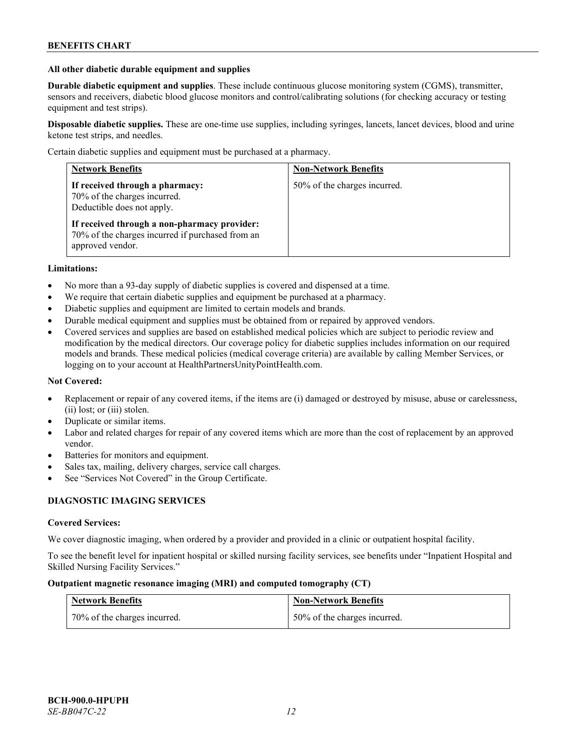**All other diabetic durable equipment and supplies**

**Durable diabetic equipment and supplies**. These include continuous glucose monitoring system (CGMS), transmitter, sensors and receivers, diabetic blood glucose monitors and control/calibrating solutions (for checking accuracy or testing equipment and test strips).

**Disposable diabetic supplies.** These are one-time use supplies, including syringes, lancets, lancet devices, blood and urine ketone test strips, and needles.

Certain diabetic supplies and equipment must be purchased at a pharmacy.

| Network Benefits | Non-Network Benefits |
| --- | --- |
| **If received through a pharmacy:**<br>70% of the charges incurred.<br>Deductible does not apply.<br><br>**If received through a non-pharmacy provider:**<br>70% of the charges incurred if purchased from an approved vendor. | 50% of the charges incurred. |

**Limitations:**

- No more than a 93-day supply of diabetic supplies is covered and dispensed at a time.
- We require that certain diabetic supplies and equipment be purchased at a pharmacy.
- Diabetic supplies and equipment are limited to certain models and brands.
- Durable medical equipment and supplies must be obtained from or repaired by approved vendors.
- Covered services and supplies are based on established medical policies which are subject to periodic review and modification by the medical directors. Our coverage policy for diabetic supplies includes information on our required models and brands. These medical policies (medical coverage criteria) are available by calling Member Services, or logging on to your account at HealthPartnersUnityPointHealth.com.

**Not Covered:**

- Replacement or repair of any covered items, if the items are (i) damaged or destroyed by misuse, abuse or carelessness, (ii) lost; or (iii) stolen.
- Duplicate or similar items.
- Labor and related charges for repair of any covered items which are more than the cost of replacement by an approved vendor.
- Batteries for monitors and equipment.
- Sales tax, mailing, delivery charges, service call charges.
- See "Services Not Covered" in the Group Certificate.

## DIAGNOSTIC IMAGING SERVICES

**Covered Services:**

We cover diagnostic imaging, when ordered by a provider and provided in a clinic or outpatient hospital facility.

To see the benefit level for inpatient hospital or skilled nursing facility services, see benefits under "Inpatient Hospital and Skilled Nursing Facility Services."

**Outpatient magnetic resonance imaging (MRI) and computed tomography (CT)**

| Network Benefits | Non-Network Benefits |
| --- | --- |
| 70% of the charges incurred. | 50% of the charges incurred. |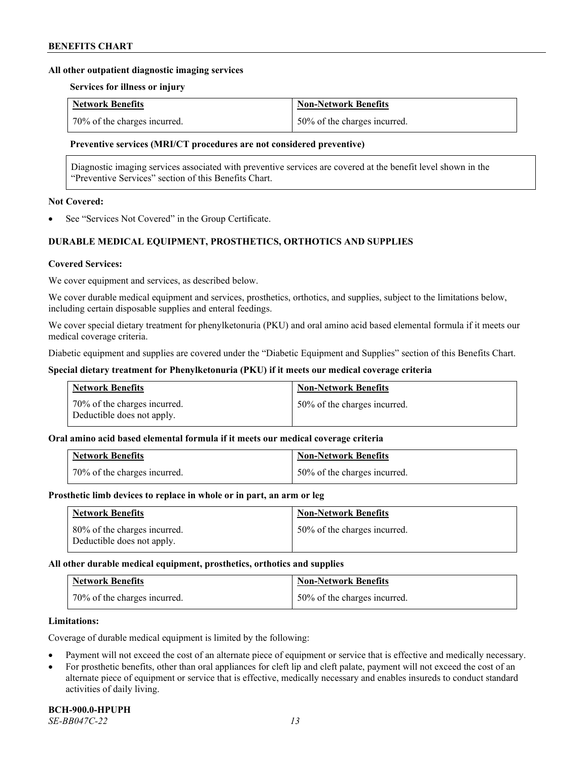**All other outpatient diagnostic imaging services**

**Services for illness or injury**

| Network Benefits | Non-Network Benefits |
|---|---|
| 70% of the charges incurred. | 50% of the charges incurred. |

**Preventive services (MRI/CT procedures are not considered preventive)**

| Diagnostic imaging services associated with preventive services are covered at the benefit level shown in the "Preventive Services" section of this Benefits Chart. |
|---|

**Not Covered:**

- See "Services Not Covered" in the Group Certificate.

**DURABLE MEDICAL EQUIPMENT, PROSTHETICS, ORTHOTICS AND SUPPLIES**

**Covered Services:**

We cover equipment and services, as described below.

We cover durable medical equipment and services, prosthetics, orthotics, and supplies, subject to the limitations below, including certain disposable supplies and enteral feedings.

We cover special dietary treatment for phenylketonuria (PKU) and oral amino acid based elemental formula if it meets our medical coverage criteria.

Diabetic equipment and supplies are covered under the "Diabetic Equipment and Supplies" section of this Benefits Chart.

**Special dietary treatment for Phenylketonuria (PKU) if it meets our medical coverage criteria**

| Network Benefits | Non-Network Benefits |
|---|---|
| 70% of the charges incurred. Deductible does not apply. | 50% of the charges incurred. |

**Oral amino acid based elemental formula if it meets our medical coverage criteria**

| Network Benefits | Non-Network Benefits |
|---|---|
| 70% of the charges incurred. | 50% of the charges incurred. |

**Prosthetic limb devices to replace in whole or in part, an arm or leg**

| Network Benefits | Non-Network Benefits |
|---|---|
| 80% of the charges incurred. Deductible does not apply. | 50% of the charges incurred. |

**All other durable medical equipment, prosthetics, orthotics and supplies**

| Network Benefits | Non-Network Benefits |
|---|---|
| 70% of the charges incurred. | 50% of the charges incurred. |

**Limitations:**

Coverage of durable medical equipment is limited by the following:

- Payment will not exceed the cost of an alternate piece of equipment or service that is effective and medically necessary.
- For prosthetic benefits, other than oral appliances for cleft lip and cleft palate, payment will not exceed the cost of an alternate piece of equipment or service that is effective, medically necessary and enables insureds to conduct standard activities of daily living.

**BCH-900.0-HPUPH**
*SE-BB047C-22*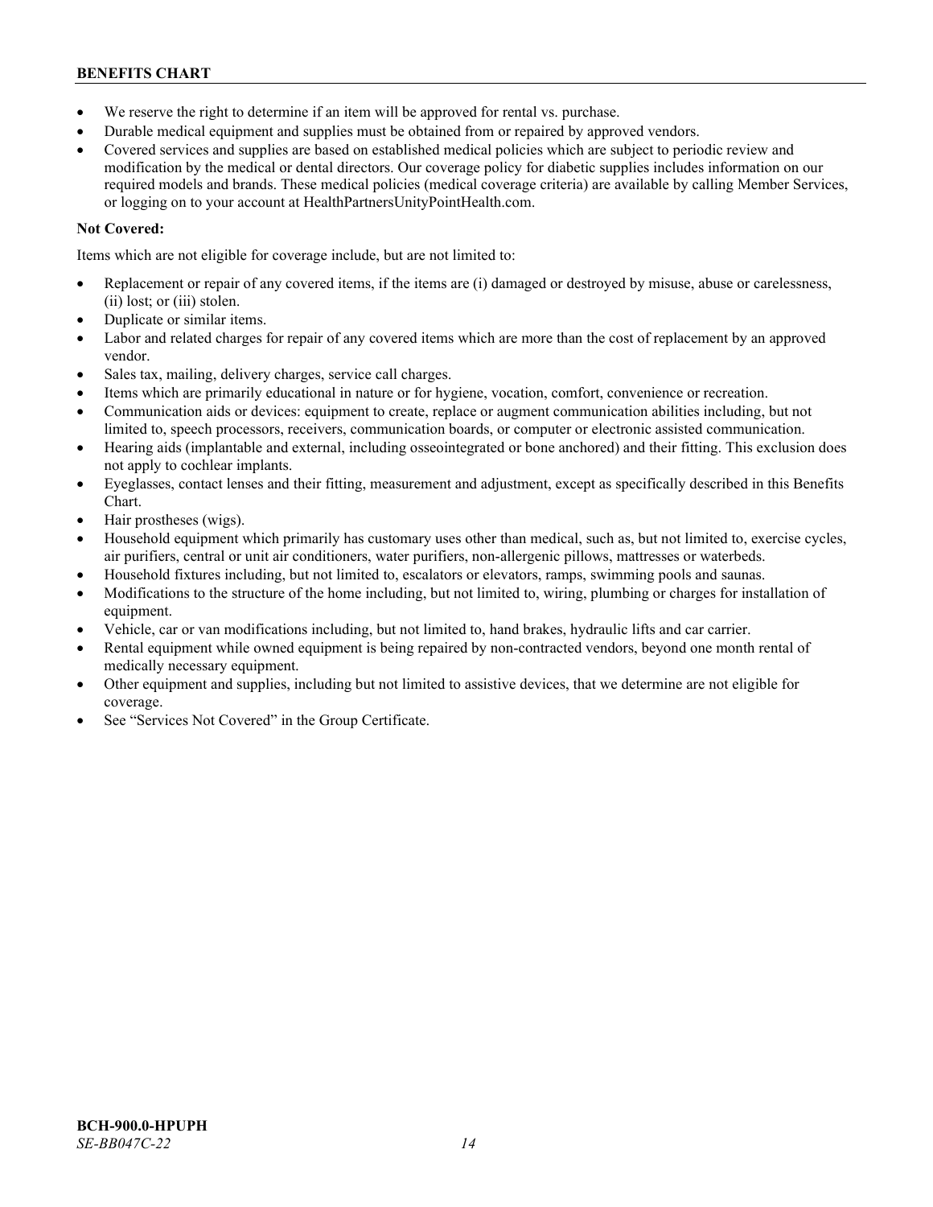- We reserve the right to determine if an item will be approved for rental vs. purchase.
- Durable medical equipment and supplies must be obtained from or repaired by approved vendors.
- Covered services and supplies are based on established medical policies which are subject to periodic review and modification by the medical or dental directors. Our coverage policy for diabetic supplies includes information on our required models and brands. These medical policies (medical coverage criteria) are available by calling Member Services, or logging on to your account at HealthPartnersUnityPointHealth.com.

**Not Covered:**

Items which are not eligible for coverage include, but are not limited to:

- Replacement or repair of any covered items, if the items are (i) damaged or destroyed by misuse, abuse or carelessness, (ii) lost; or (iii) stolen.
- Duplicate or similar items.
- Labor and related charges for repair of any covered items which are more than the cost of replacement by an approved vendor.
- Sales tax, mailing, delivery charges, service call charges.
- Items which are primarily educational in nature or for hygiene, vocation, comfort, convenience or recreation.
- Communication aids or devices: equipment to create, replace or augment communication abilities including, but not limited to, speech processors, receivers, communication boards, or computer or electronic assisted communication.
- Hearing aids (implantable and external, including osseointegrated or bone anchored) and their fitting. This exclusion does not apply to cochlear implants.
- Eyeglasses, contact lenses and their fitting, measurement and adjustment, except as specifically described in this Benefits Chart.
- Hair prostheses (wigs).
- Household equipment which primarily has customary uses other than medical, such as, but not limited to, exercise cycles, air purifiers, central or unit air conditioners, water purifiers, non-allergenic pillows, mattresses or waterbeds.
- Household fixtures including, but not limited to, escalators or elevators, ramps, swimming pools and saunas.
- Modifications to the structure of the home including, but not limited to, wiring, plumbing or charges for installation of equipment.
- Vehicle, car or van modifications including, but not limited to, hand brakes, hydraulic lifts and car carrier.
- Rental equipment while owned equipment is being repaired by non-contracted vendors, beyond one month rental of medically necessary equipment.
- Other equipment and supplies, including but not limited to assistive devices, that we determine are not eligible for coverage.
- See "Services Not Covered" in the Group Certificate.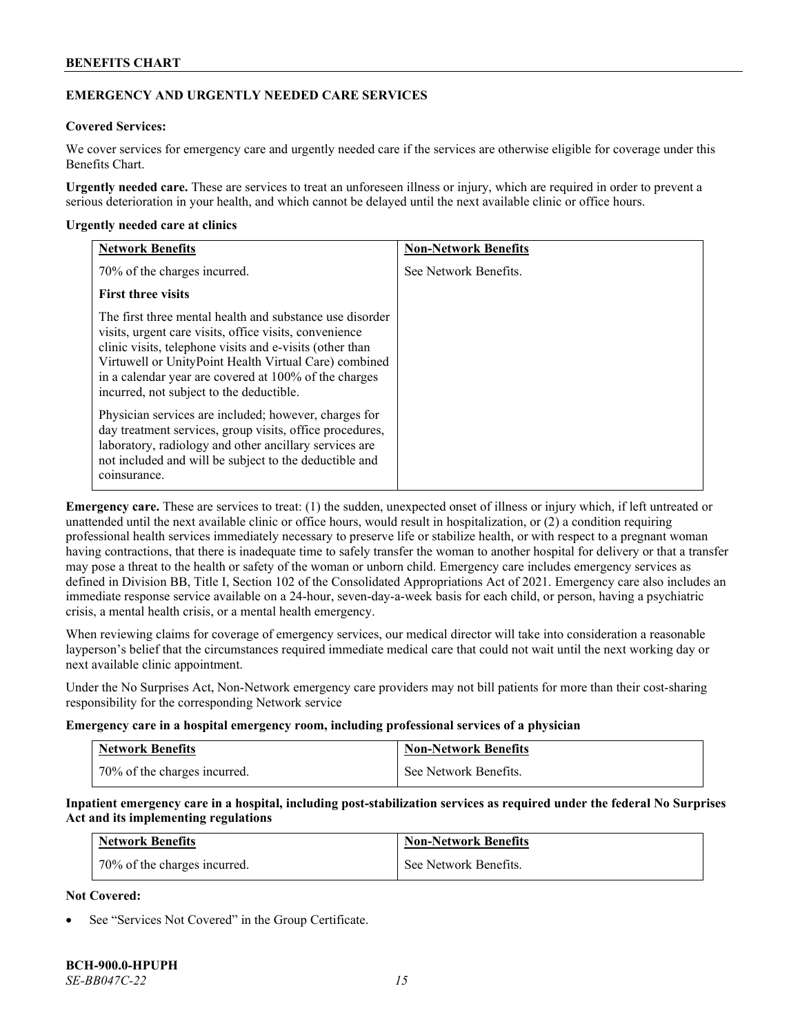## EMERGENCY AND URGENTLY NEEDED CARE SERVICES

**Covered Services:**

We cover services for emergency care and urgently needed care if the services are otherwise eligible for coverage under this Benefits Chart.

**Urgently needed care.** These are services to treat an unforeseen illness or injury, which are required in order to prevent a serious deterioration in your health, and which cannot be delayed until the next available clinic or office hours.

**Urgently needed care at clinics**

| Network Benefits | Non-Network Benefits |
|---|---|
| 70% of the charges incurred.<br><br>**First three visits**<br><br>The first three mental health and substance use disorder visits, urgent care visits, office visits, convenience clinic visits, telephone visits and e-visits (other than Virtuwell or UnityPoint Health Virtual Care) combined in a calendar year are covered at 100% of the charges incurred, not subject to the deductible.<br><br>Physician services are included; however, charges for day treatment services, group visits, office procedures, laboratory, radiology and other ancillary services are not included and will be subject to the deductible and coinsurance. | See Network Benefits. |

**Emergency care.** These are services to treat: (1) the sudden, unexpected onset of illness or injury which, if left untreated or unattended until the next available clinic or office hours, would result in hospitalization, or (2) a condition requiring professional health services immediately necessary to preserve life or stabilize health, or with respect to a pregnant woman having contractions, that there is inadequate time to safely transfer the woman to another hospital for delivery or that a transfer may pose a threat to the health or safety of the woman or unborn child. Emergency care includes emergency services as defined in Division BB, Title I, Section 102 of the Consolidated Appropriations Act of 2021. Emergency care also includes an immediate response service available on a 24-hour, seven-day-a-week basis for each child, or person, having a psychiatric crisis, a mental health crisis, or a mental health emergency.

When reviewing claims for coverage of emergency services, our medical director will take into consideration a reasonable layperson's belief that the circumstances required immediate medical care that could not wait until the next working day or next available clinic appointment.

Under the No Surprises Act, Non-Network emergency care providers may not bill patients for more than their cost-sharing responsibility for the corresponding Network service

**Emergency care in a hospital emergency room, including professional services of a physician**

| Network Benefits | Non-Network Benefits |
|---|---|
| 70% of the charges incurred. | See Network Benefits. |

**Inpatient emergency care in a hospital, including post-stabilization services as required under the federal No Surprises Act and its implementing regulations**

| Network Benefits | Non-Network Benefits |
|---|---|
| 70% of the charges incurred. | See Network Benefits. |

**Not Covered:**

- See "Services Not Covered" in the Group Certificate.

**BCH-900.0-HPUPH**
*SE-BB047C-22*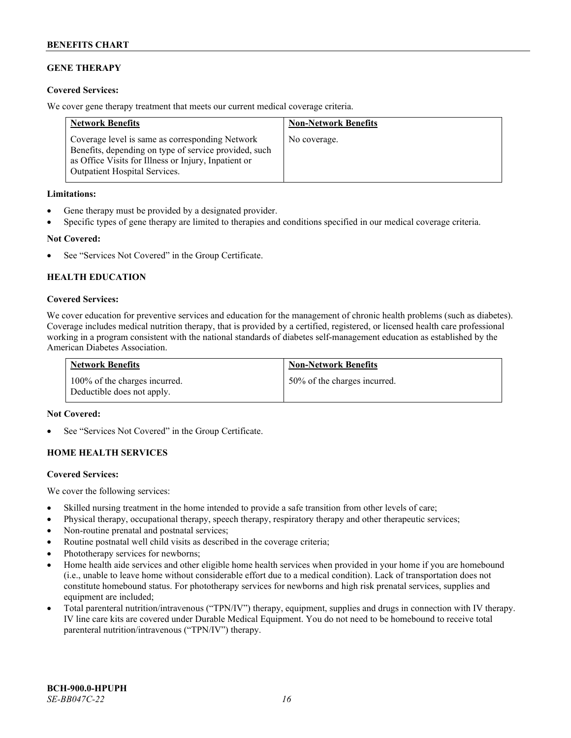## GENE THERAPY

**Covered Services:**

We cover gene therapy treatment that meets our current medical coverage criteria.

| Network Benefits | Non-Network Benefits |
|---|---|
| Coverage level is same as corresponding Network Benefits, depending on type of service provided, such as Office Visits for Illness or Injury, Inpatient or Outpatient Hospital Services. | No coverage. |

**Limitations:**

- Gene therapy must be provided by a designated provider.
- Specific types of gene therapy are limited to therapies and conditions specified in our medical coverage criteria.

**Not Covered:**

- See "Services Not Covered" in the Group Certificate.

## HEALTH EDUCATION

**Covered Services:**

We cover education for preventive services and education for the management of chronic health problems (such as diabetes). Coverage includes medical nutrition therapy, that is provided by a certified, registered, or licensed health care professional working in a program consistent with the national standards of diabetes self-management education as established by the American Diabetes Association.

| Network Benefits | Non-Network Benefits |
|---|---|
| 100% of the charges incurred. Deductible does not apply. | 50% of the charges incurred. |

**Not Covered:**

- See "Services Not Covered" in the Group Certificate.

## HOME HEALTH SERVICES

**Covered Services:**

We cover the following services:

- Skilled nursing treatment in the home intended to provide a safe transition from other levels of care;
- Physical therapy, occupational therapy, speech therapy, respiratory therapy and other therapeutic services;
- Non-routine prenatal and postnatal services;
- Routine postnatal well child visits as described in the coverage criteria;
- Phototherapy services for newborns;
- Home health aide services and other eligible home health services when provided in your home if you are homebound (i.e., unable to leave home without considerable effort due to a medical condition). Lack of transportation does not constitute homebound status. For phototherapy services for newborns and high risk prenatal services, supplies and equipment are included;
- Total parenteral nutrition/intravenous ("TPN/IV") therapy, equipment, supplies and drugs in connection with IV therapy. IV line care kits are covered under Durable Medical Equipment. You do not need to be homebound to receive total parenteral nutrition/intravenous ("TPN/IV") therapy.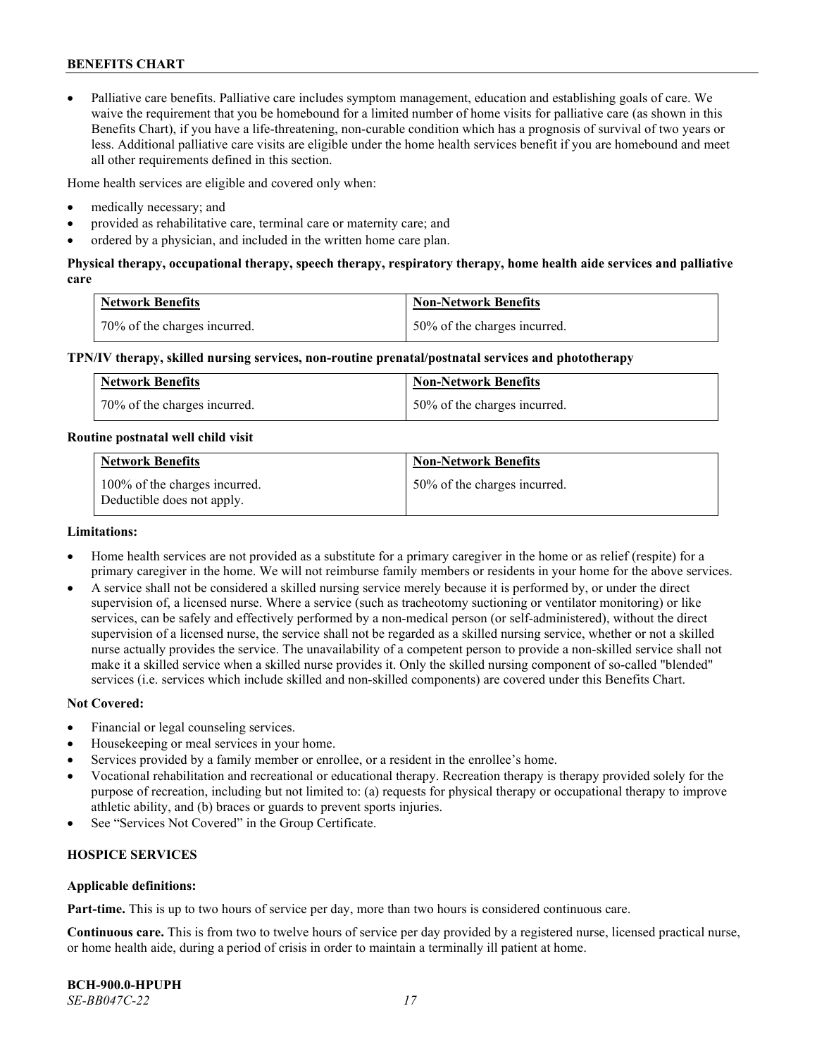- Palliative care benefits. Palliative care includes symptom management, education and establishing goals of care. We waive the requirement that you be homebound for a limited number of home visits for palliative care (as shown in this Benefits Chart), if you have a life-threatening, non-curable condition which has a prognosis of survival of two years or less. Additional palliative care visits are eligible under the home health services benefit if you are homebound and meet all other requirements defined in this section.

Home health services are eligible and covered only when:

- medically necessary; and
- provided as rehabilitative care, terminal care or maternity care; and
- ordered by a physician, and included in the written home care plan.

**Physical therapy, occupational therapy, speech therapy, respiratory therapy, home health aide services and palliative care**

| Network Benefits | Non-Network Benefits |
|---|---|
| 70% of the charges incurred. | 50% of the charges incurred. |

**TPN/IV therapy, skilled nursing services, non-routine prenatal/postnatal services and phototherapy**

| Network Benefits | Non-Network Benefits |
|---|---|
| 70% of the charges incurred. | 50% of the charges incurred. |

**Routine postnatal well child visit**

| Network Benefits | Non-Network Benefits |
|---|---|
| 100% of the charges incurred. Deductible does not apply. | 50% of the charges incurred. |

**Limitations:**

- Home health services are not provided as a substitute for a primary caregiver in the home or as relief (respite) for a primary caregiver in the home. We will not reimburse family members or residents in your home for the above services.
- A service shall not be considered a skilled nursing service merely because it is performed by, or under the direct supervision of, a licensed nurse. Where a service (such as tracheotomy suctioning or ventilator monitoring) or like services, can be safely and effectively performed by a non-medical person (or self-administered), without the direct supervision of a licensed nurse, the service shall not be regarded as a skilled nursing service, whether or not a skilled nurse actually provides the service. The unavailability of a competent person to provide a non-skilled service shall not make it a skilled service when a skilled nurse provides it. Only the skilled nursing component of so-called "blended" services (i.e. services which include skilled and non-skilled components) are covered under this Benefits Chart.

**Not Covered:**

- Financial or legal counseling services.
- Housekeeping or meal services in your home.
- Services provided by a family member or enrollee, or a resident in the enrollee's home.
- Vocational rehabilitation and recreational or educational therapy. Recreation therapy is therapy provided solely for the purpose of recreation, including but not limited to: (a) requests for physical therapy or occupational therapy to improve athletic ability, and (b) braces or guards to prevent sports injuries.
- See "Services Not Covered" in the Group Certificate.

## HOSPICE SERVICES

**Applicable definitions:**

**Part-time.** This is up to two hours of service per day, more than two hours is considered continuous care.

**Continuous care.** This is from two to twelve hours of service per day provided by a registered nurse, licensed practical nurse, or home health aide, during a period of crisis in order to maintain a terminally ill patient at home.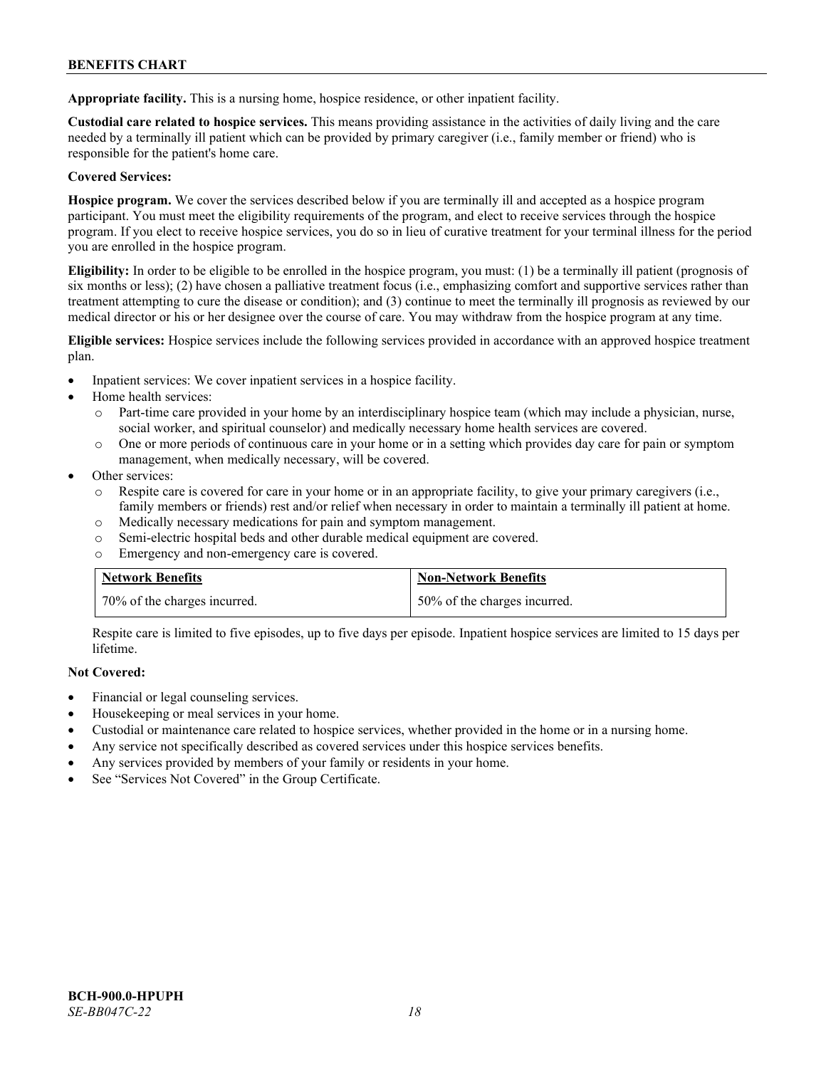**Appropriate facility.** This is a nursing home, hospice residence, or other inpatient facility.

**Custodial care related to hospice services.** This means providing assistance in the activities of daily living and the care needed by a terminally ill patient which can be provided by primary caregiver (i.e., family member or friend) who is responsible for the patient's home care.

**Covered Services:**

**Hospice program.** We cover the services described below if you are terminally ill and accepted as a hospice program participant. You must meet the eligibility requirements of the program, and elect to receive services through the hospice program. If you elect to receive hospice services, you do so in lieu of curative treatment for your terminal illness for the period you are enrolled in the hospice program.

**Eligibility:** In order to be eligible to be enrolled in the hospice program, you must: (1) be a terminally ill patient (prognosis of six months or less); (2) have chosen a palliative treatment focus (i.e., emphasizing comfort and supportive services rather than treatment attempting to cure the disease or condition); and (3) continue to meet the terminally ill prognosis as reviewed by our medical director or his or her designee over the course of care. You may withdraw from the hospice program at any time.

**Eligible services:** Hospice services include the following services provided in accordance with an approved hospice treatment plan.

- Inpatient services: We cover inpatient services in a hospice facility.
- Home health services:
  - Part-time care provided in your home by an interdisciplinary hospice team (which may include a physician, nurse, social worker, and spiritual counselor) and medically necessary home health services are covered.
  - One or more periods of continuous care in your home or in a setting which provides day care for pain or symptom management, when medically necessary, will be covered.
- Other services:
  - Respite care is covered for care in your home or in an appropriate facility, to give your primary caregivers (i.e., family members or friends) rest and/or relief when necessary in order to maintain a terminally ill patient at home.
  - Medically necessary medications for pain and symptom management.
  - Semi-electric hospital beds and other durable medical equipment are covered.
  - Emergency and non-emergency care is covered.

| Network Benefits | Non-Network Benefits |
|---|---|
| 70% of the charges incurred. | 50% of the charges incurred. |

Respite care is limited to five episodes, up to five days per episode. Inpatient hospice services are limited to 15 days per lifetime.

**Not Covered:**

- Financial or legal counseling services.
- Housekeeping or meal services in your home.
- Custodial or maintenance care related to hospice services, whether provided in the home or in a nursing home.
- Any service not specifically described as covered services under this hospice services benefits.
- Any services provided by members of your family or residents in your home.
- See "Services Not Covered" in the Group Certificate.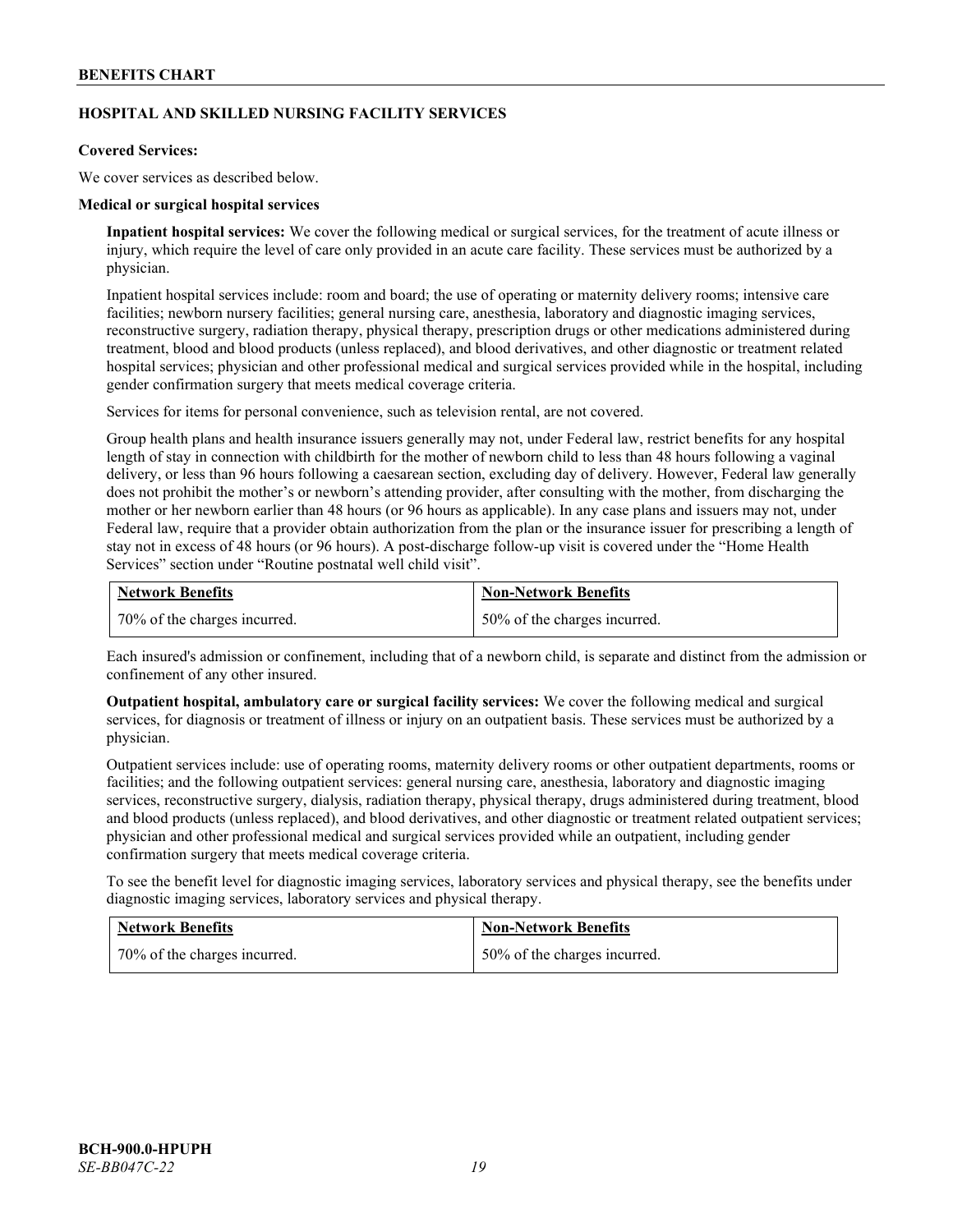## HOSPITAL AND SKILLED NURSING FACILITY SERVICES

**Covered Services:**

We cover services as described below.

**Medical or surgical hospital services**

**Inpatient hospital services:** We cover the following medical or surgical services, for the treatment of acute illness or injury, which require the level of care only provided in an acute care facility. These services must be authorized by a physician.

Inpatient hospital services include: room and board; the use of operating or maternity delivery rooms; intensive care facilities; newborn nursery facilities; general nursing care, anesthesia, laboratory and diagnostic imaging services, reconstructive surgery, radiation therapy, physical therapy, prescription drugs or other medications administered during treatment, blood and blood products (unless replaced), and blood derivatives, and other diagnostic or treatment related hospital services; physician and other professional medical and surgical services provided while in the hospital, including gender confirmation surgery that meets medical coverage criteria.

Services for items for personal convenience, such as television rental, are not covered.

Group health plans and health insurance issuers generally may not, under Federal law, restrict benefits for any hospital length of stay in connection with childbirth for the mother of newborn child to less than 48 hours following a vaginal delivery, or less than 96 hours following a caesarean section, excluding day of delivery. However, Federal law generally does not prohibit the mother's or newborn's attending provider, after consulting with the mother, from discharging the mother or her newborn earlier than 48 hours (or 96 hours as applicable). In any case plans and issuers may not, under Federal law, require that a provider obtain authorization from the plan or the insurance issuer for prescribing a length of stay not in excess of 48 hours (or 96 hours). A post-discharge follow-up visit is covered under the "Home Health Services" section under "Routine postnatal well child visit".

| Network Benefits | Non-Network Benefits |
|---|---|
| 70% of the charges incurred. | 50% of the charges incurred. |

Each insured's admission or confinement, including that of a newborn child, is separate and distinct from the admission or confinement of any other insured.

**Outpatient hospital, ambulatory care or surgical facility services:** We cover the following medical and surgical services, for diagnosis or treatment of illness or injury on an outpatient basis. These services must be authorized by a physician.

Outpatient services include: use of operating rooms, maternity delivery rooms or other outpatient departments, rooms or facilities; and the following outpatient services: general nursing care, anesthesia, laboratory and diagnostic imaging services, reconstructive surgery, dialysis, radiation therapy, physical therapy, drugs administered during treatment, blood and blood products (unless replaced), and blood derivatives, and other diagnostic or treatment related outpatient services; physician and other professional medical and surgical services provided while an outpatient, including gender confirmation surgery that meets medical coverage criteria.

To see the benefit level for diagnostic imaging services, laboratory services and physical therapy, see the benefits under diagnostic imaging services, laboratory services and physical therapy.

| Network Benefits | Non-Network Benefits |
|---|---|
| 70% of the charges incurred. | 50% of the charges incurred. |

BCH-900.0-HPUPH
*SE-BB047C-22*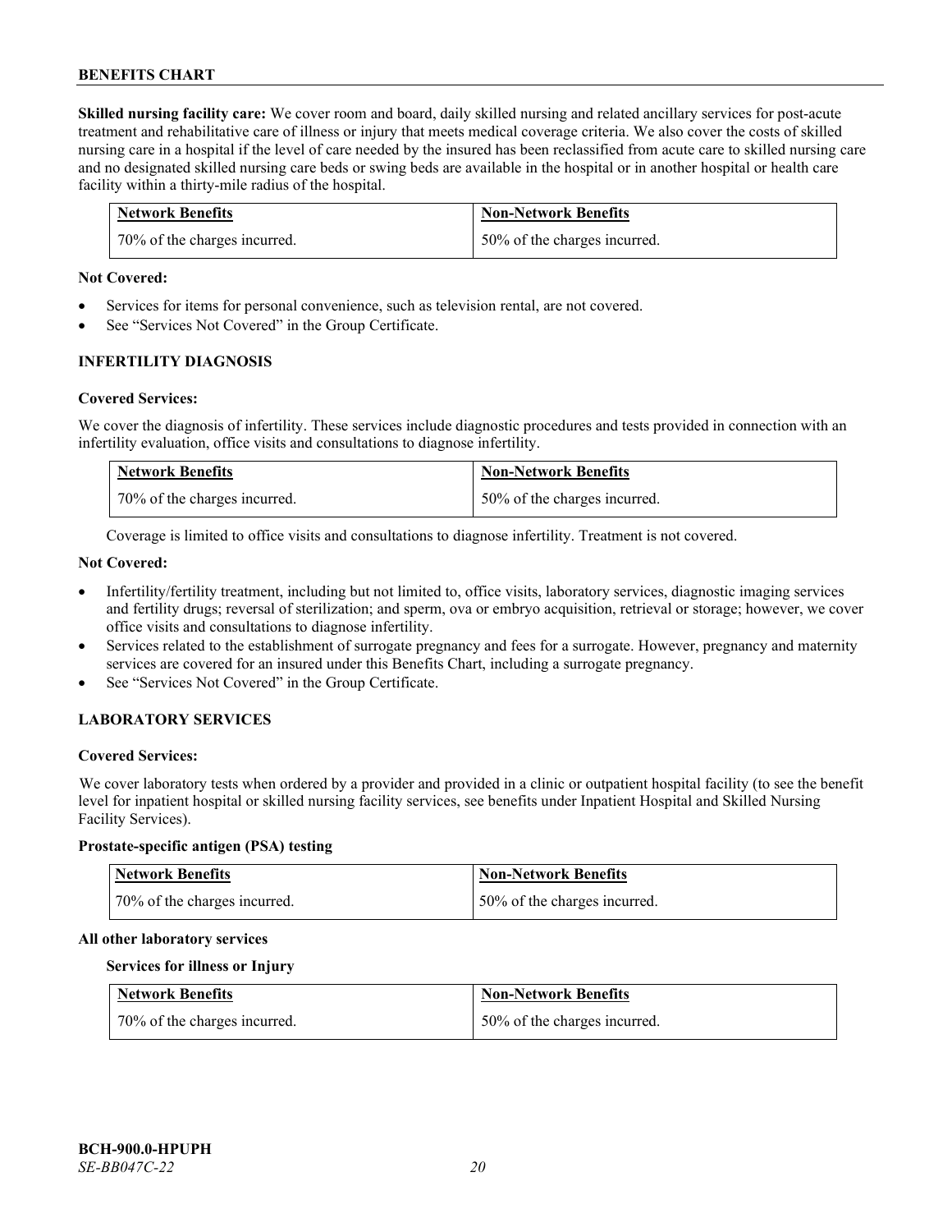**Skilled nursing facility care:** We cover room and board, daily skilled nursing and related ancillary services for post-acute treatment and rehabilitative care of illness or injury that meets medical coverage criteria. We also cover the costs of skilled nursing care in a hospital if the level of care needed by the insured has been reclassified from acute care to skilled nursing care and no designated skilled nursing care beds or swing beds are available in the hospital or in another hospital or health care facility within a thirty-mile radius of the hospital.

| Network Benefits | Non-Network Benefits |
|---|---|
| 70% of the charges incurred. | 50% of the charges incurred. |

**Not Covered:**

- Services for items for personal convenience, such as television rental, are not covered.
- See "Services Not Covered" in the Group Certificate.

**INFERTILITY DIAGNOSIS**

**Covered Services:**

We cover the diagnosis of infertility. These services include diagnostic procedures and tests provided in connection with an infertility evaluation, office visits and consultations to diagnose infertility.

| Network Benefits | Non-Network Benefits |
|---|---|
| 70% of the charges incurred. | 50% of the charges incurred. |

Coverage is limited to office visits and consultations to diagnose infertility. Treatment is not covered.

**Not Covered:**

- Infertility/fertility treatment, including but not limited to, office visits, laboratory services, diagnostic imaging services and fertility drugs; reversal of sterilization; and sperm, ova or embryo acquisition, retrieval or storage; however, we cover office visits and consultations to diagnose infertility.
- Services related to the establishment of surrogate pregnancy and fees for a surrogate. However, pregnancy and maternity services are covered for an insured under this Benefits Chart, including a surrogate pregnancy.
- See "Services Not Covered" in the Group Certificate.

**LABORATORY SERVICES**

**Covered Services:**

We cover laboratory tests when ordered by a provider and provided in a clinic or outpatient hospital facility (to see the benefit level for inpatient hospital or skilled nursing facility services, see benefits under Inpatient Hospital and Skilled Nursing Facility Services).

**Prostate-specific antigen (PSA) testing**

| Network Benefits | Non-Network Benefits |
|---|---|
| 70% of the charges incurred. | 50% of the charges incurred. |

**All other laboratory services**

**Services for illness or Injury**

| Network Benefits | Non-Network Benefits |
|---|---|
| 70% of the charges incurred. | 50% of the charges incurred. |

BCH-900.0-HPUPH
*SE-BB047C-22*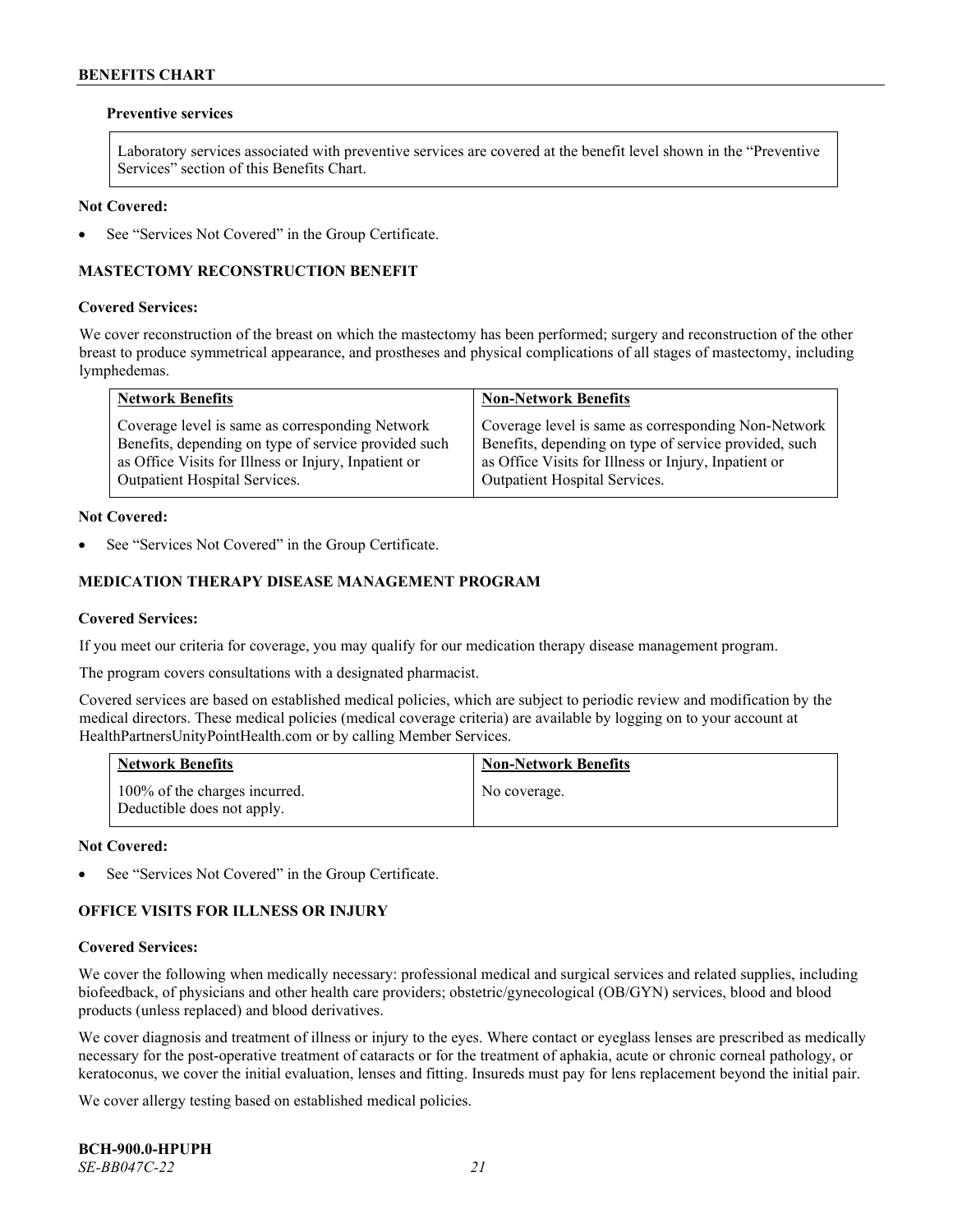**Preventive services**

Laboratory services associated with preventive services are covered at the benefit level shown in the "Preventive Services" section of this Benefits Chart.

**Not Covered:**

- See "Services Not Covered" in the Group Certificate.

## MASTECTOMY RECONSTRUCTION BENEFIT

**Covered Services:**

We cover reconstruction of the breast on which the mastectomy has been performed; surgery and reconstruction of the other breast to produce symmetrical appearance, and prostheses and physical complications of all stages of mastectomy, including lymphedemas.

| Network Benefits | Non-Network Benefits |
|---|---|
| Coverage level is same as corresponding Network Benefits, depending on type of service provided such as Office Visits for Illness or Injury, Inpatient or Outpatient Hospital Services. | Coverage level is same as corresponding Non-Network Benefits, depending on type of service provided, such as Office Visits for Illness or Injury, Inpatient or Outpatient Hospital Services. |

**Not Covered:**

- See "Services Not Covered" in the Group Certificate.

## MEDICATION THERAPY DISEASE MANAGEMENT PROGRAM

**Covered Services:**

If you meet our criteria for coverage, you may qualify for our medication therapy disease management program.

The program covers consultations with a designated pharmacist.

Covered services are based on established medical policies, which are subject to periodic review and modification by the medical directors. These medical policies (medical coverage criteria) are available by logging on to your account at HealthPartnersUnityPointHealth.com or by calling Member Services.

| Network Benefits | Non-Network Benefits |
|---|---|
| 100% of the charges incurred. Deductible does not apply. | No coverage. |

**Not Covered:**

- See "Services Not Covered" in the Group Certificate.

## OFFICE VISITS FOR ILLNESS OR INJURY

**Covered Services:**

We cover the following when medically necessary: professional medical and surgical services and related supplies, including biofeedback, of physicians and other health care providers; obstetric/gynecological (OB/GYN) services, blood and blood products (unless replaced) and blood derivatives.

We cover diagnosis and treatment of illness or injury to the eyes. Where contact or eyeglass lenses are prescribed as medically necessary for the post-operative treatment of cataracts or for the treatment of aphakia, acute or chronic corneal pathology, or keratoconus, we cover the initial evaluation, lenses and fitting. Insureds must pay for lens replacement beyond the initial pair.

We cover allergy testing based on established medical policies.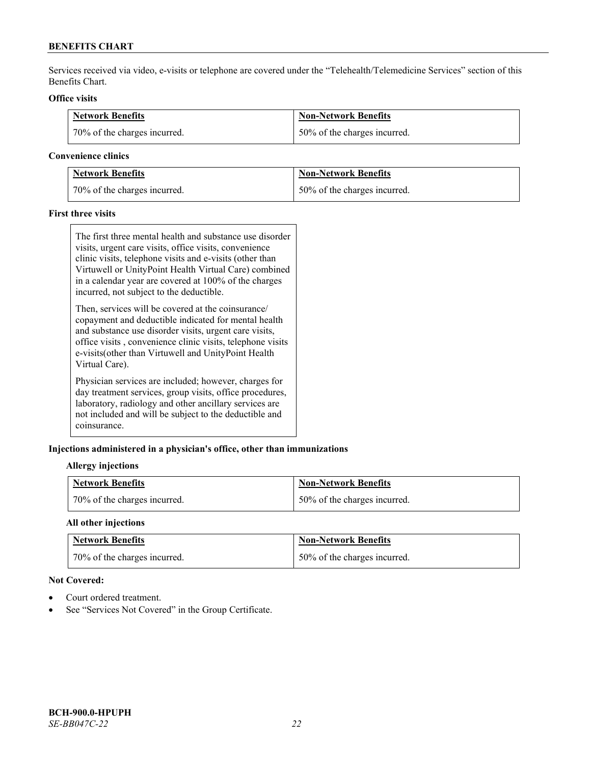Services received via video, e-visits or telephone are covered under the "Telehealth/Telemedicine Services" section of this Benefits Chart.

**Office visits**

| Network Benefits | Non-Network Benefits |
|---|---|
| 70% of the charges incurred. | 50% of the charges incurred. |

**Convenience clinics**

| Network Benefits | Non-Network Benefits |
|---|---|
| 70% of the charges incurred. | 50% of the charges incurred. |

**First three visits**

The first three mental health and substance use disorder visits, urgent care visits, office visits, convenience clinic visits, telephone visits and e-visits (other than Virtuwell or UnityPoint Health Virtual Care) combined in a calendar year are covered at 100% of the charges incurred, not subject to the deductible.

Then, services will be covered at the coinsurance/ copayment and deductible indicated for mental health and substance use disorder visits, urgent care visits, office visits , convenience clinic visits, telephone visits e-visits(other than Virtuwell and UnityPoint Health Virtual Care).

Physician services are included; however, charges for day treatment services, group visits, office procedures, laboratory, radiology and other ancillary services are not included and will be subject to the deductible and coinsurance.

**Injections administered in a physician's office, other than immunizations**

**Allergy injections**

| Network Benefits | Non-Network Benefits |
|---|---|
| 70% of the charges incurred. | 50% of the charges incurred. |

**All other injections**

| Network Benefits | Non-Network Benefits |
|---|---|
| 70% of the charges incurred. | 50% of the charges incurred. |

**Not Covered:**

- Court ordered treatment.
- See "Services Not Covered" in the Group Certificate.

**BCH-900.0-HPUPH**
*SE-BB047C-22*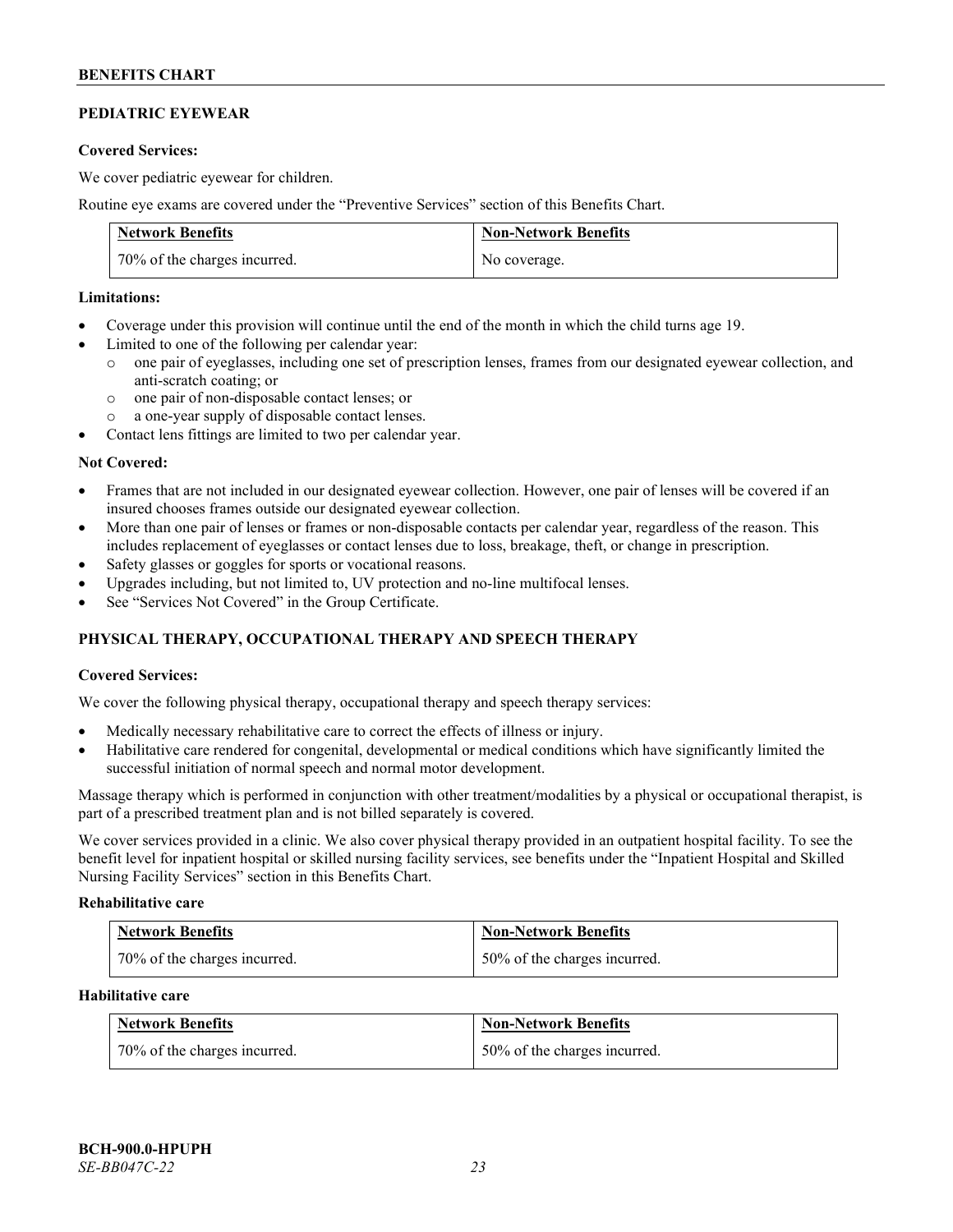## PEDIATRIC EYEWEAR

**Covered Services:**

We cover pediatric eyewear for children.

Routine eye exams are covered under the "Preventive Services" section of this Benefits Chart.

| Network Benefits | Non-Network Benefits |
|---|---|
| 70% of the charges incurred. | No coverage. |

**Limitations:**

- Coverage under this provision will continue until the end of the month in which the child turns age 19.
- Limited to one of the following per calendar year:
  - one pair of eyeglasses, including one set of prescription lenses, frames from our designated eyewear collection, and anti-scratch coating; or
  - one pair of non-disposable contact lenses; or
  - a one-year supply of disposable contact lenses.
- Contact lens fittings are limited to two per calendar year.

**Not Covered:**

- Frames that are not included in our designated eyewear collection. However, one pair of lenses will be covered if an insured chooses frames outside our designated eyewear collection.
- More than one pair of lenses or frames or non-disposable contacts per calendar year, regardless of the reason. This includes replacement of eyeglasses or contact lenses due to loss, breakage, theft, or change in prescription.
- Safety glasses or goggles for sports or vocational reasons.
- Upgrades including, but not limited to, UV protection and no-line multifocal lenses.
- See "Services Not Covered" in the Group Certificate.

## PHYSICAL THERAPY, OCCUPATIONAL THERAPY AND SPEECH THERAPY

**Covered Services:**

We cover the following physical therapy, occupational therapy and speech therapy services:

- Medically necessary rehabilitative care to correct the effects of illness or injury.
- Habilitative care rendered for congenital, developmental or medical conditions which have significantly limited the successful initiation of normal speech and normal motor development.

Massage therapy which is performed in conjunction with other treatment/modalities by a physical or occupational therapist, is part of a prescribed treatment plan and is not billed separately is covered.

We cover services provided in a clinic. We also cover physical therapy provided in an outpatient hospital facility. To see the benefit level for inpatient hospital or skilled nursing facility services, see benefits under the "Inpatient Hospital and Skilled Nursing Facility Services" section in this Benefits Chart.

**Rehabilitative care**

| Network Benefits | Non-Network Benefits |
|---|---|
| 70% of the charges incurred. | 50% of the charges incurred. |

**Habilitative care**

| Network Benefits | Non-Network Benefits |
|---|---|
| 70% of the charges incurred. | 50% of the charges incurred. |

BCH-900.0-HPUPH
*SE-BB047C-22*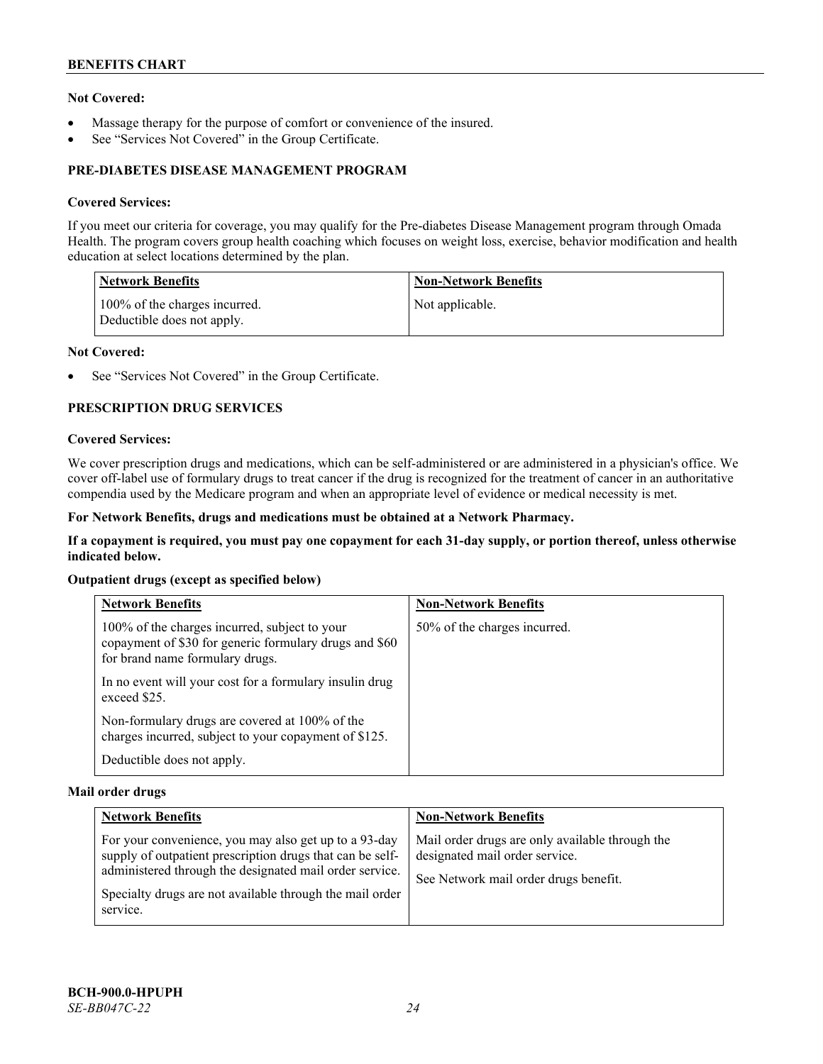**Not Covered:**

- Massage therapy for the purpose of comfort or convenience of the insured.
- See "Services Not Covered" in the Group Certificate.

## PRE-DIABETES DISEASE MANAGEMENT PROGRAM

**Covered Services:**

If you meet our criteria for coverage, you may qualify for the Pre-diabetes Disease Management program through Omada Health. The program covers group health coaching which focuses on weight loss, exercise, behavior modification and health education at select locations determined by the plan.

| Network Benefits | Non-Network Benefits |
| --- | --- |
| 100% of the charges incurred.<br>Deductible does not apply. | Not applicable. |

**Not Covered:**

- See "Services Not Covered" in the Group Certificate.

## PRESCRIPTION DRUG SERVICES

**Covered Services:**

We cover prescription drugs and medications, which can be self-administered or are administered in a physician's office. We cover off-label use of formulary drugs to treat cancer if the drug is recognized for the treatment of cancer in an authoritative compendia used by the Medicare program and when an appropriate level of evidence or medical necessity is met.

**For Network Benefits, drugs and medications must be obtained at a Network Pharmacy.**

**If a copayment is required, you must pay one copayment for each 31-day supply, or portion thereof, unless otherwise indicated below.**

**Outpatient drugs (except as specified below)**

| Network Benefits | Non-Network Benefits |
| --- | --- |
| 100% of the charges incurred, subject to your copayment of $30 for generic formulary drugs and $60 for brand name formulary drugs.<br><br>In no event will your cost for a formulary insulin drug exceed $25.<br><br>Non-formulary drugs are covered at 100% of the charges incurred, subject to your copayment of $125.<br><br>Deductible does not apply. | 50% of the charges incurred. |

**Mail order drugs**

| Network Benefits | Non-Network Benefits |
| --- | --- |
| For your convenience, you may also get up to a 93-day supply of outpatient prescription drugs that can be self-administered through the designated mail order service.<br><br>Specialty drugs are not available through the mail order service. | Mail order drugs are only available through the designated mail order service.<br><br>See Network mail order drugs benefit. |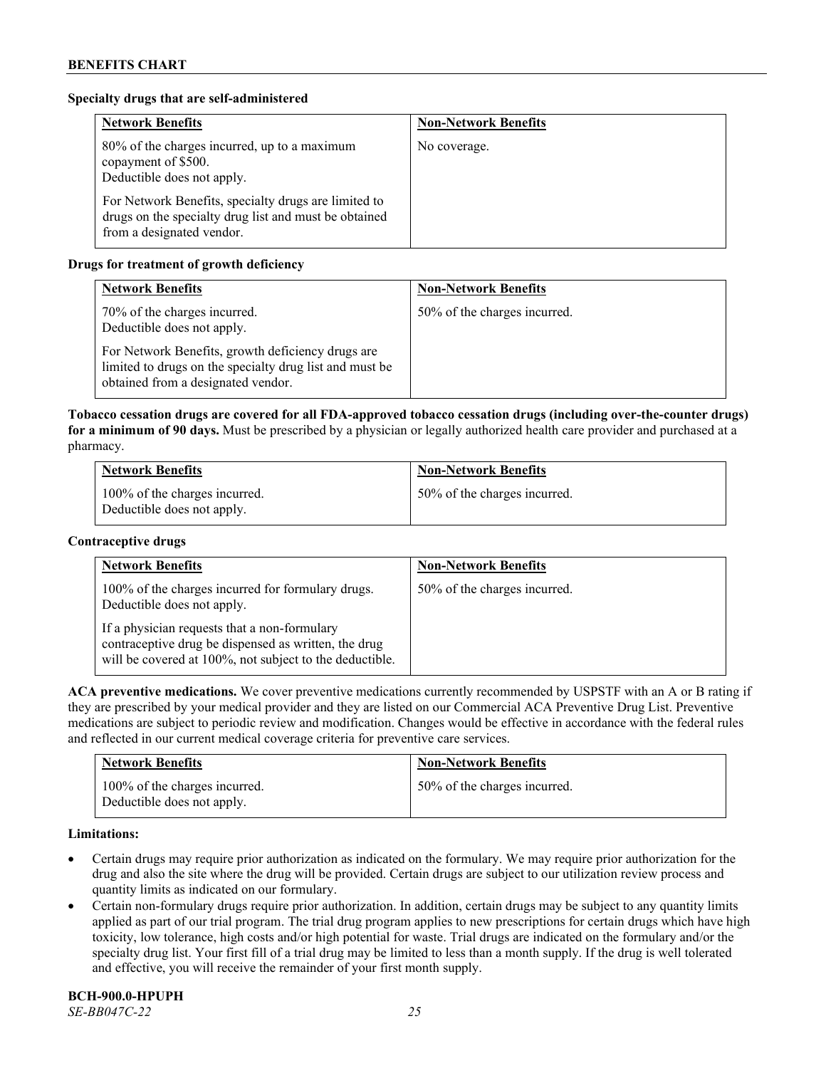**Specialty drugs that are self-administered**

| Network Benefits | Non-Network Benefits |
|---|---|
| 80% of the charges incurred, up to a maximum copayment of $500.<br>Deductible does not apply.<br><br>For Network Benefits, specialty drugs are limited to drugs on the specialty drug list and must be obtained from a designated vendor. | No coverage. |

**Drugs for treatment of growth deficiency**

| Network Benefits | Non-Network Benefits |
|---|---|
| 70% of the charges incurred.<br>Deductible does not apply.<br><br>For Network Benefits, growth deficiency drugs are limited to drugs on the specialty drug list and must be obtained from a designated vendor. | 50% of the charges incurred. |

**Tobacco cessation drugs are covered for all FDA-approved tobacco cessation drugs (including over-the-counter drugs) for a minimum of 90 days.** Must be prescribed by a physician or legally authorized health care provider and purchased at a pharmacy.

| Network Benefits | Non-Network Benefits |
|---|---|
| 100% of the charges incurred.<br>Deductible does not apply. | 50% of the charges incurred. |

**Contraceptive drugs**

| Network Benefits | Non-Network Benefits |
|---|---|
| 100% of the charges incurred for formulary drugs.<br>Deductible does not apply.<br><br>If a physician requests that a non-formulary contraceptive drug be dispensed as written, the drug will be covered at 100%, not subject to the deductible. | 50% of the charges incurred. |

**ACA preventive medications.** We cover preventive medications currently recommended by USPSTF with an A or B rating if they are prescribed by your medical provider and they are listed on our Commercial ACA Preventive Drug List. Preventive medications are subject to periodic review and modification. Changes would be effective in accordance with the federal rules and reflected in our current medical coverage criteria for preventive care services.

| Network Benefits | Non-Network Benefits |
|---|---|
| 100% of the charges incurred.<br>Deductible does not apply. | 50% of the charges incurred. |

**Limitations:**

- Certain drugs may require prior authorization as indicated on the formulary. We may require prior authorization for the drug and also the site where the drug will be provided. Certain drugs are subject to our utilization review process and quantity limits as indicated on our formulary.
- Certain non-formulary drugs require prior authorization. In addition, certain drugs may be subject to any quantity limits applied as part of our trial program. The trial drug program applies to new prescriptions for certain drugs which have high toxicity, low tolerance, high costs and/or high potential for waste. Trial drugs are indicated on the formulary and/or the specialty drug list. Your first fill of a trial drug may be limited to less than a month supply. If the drug is well tolerated and effective, you will receive the remainder of your first month supply.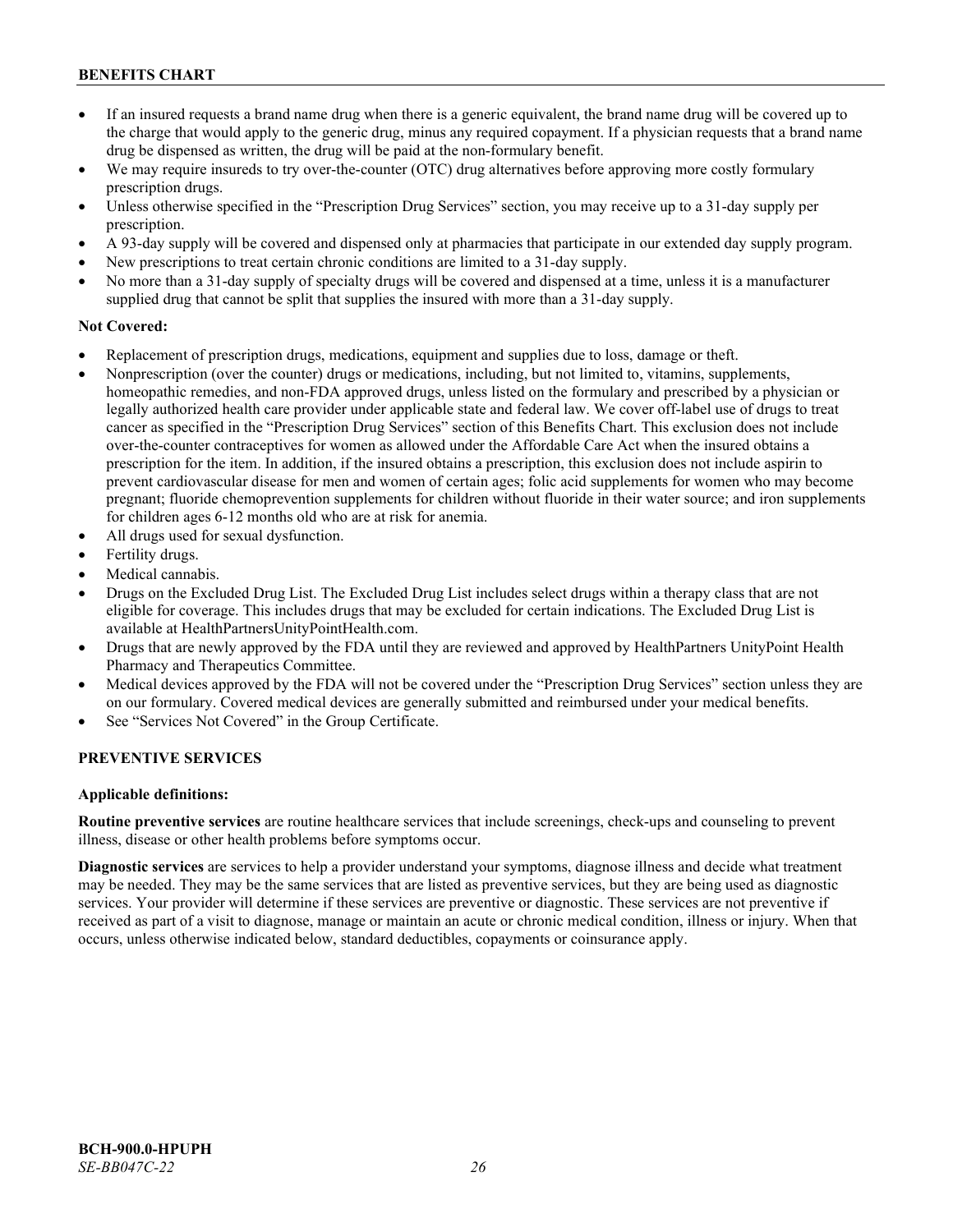- If an insured requests a brand name drug when there is a generic equivalent, the brand name drug will be covered up to the charge that would apply to the generic drug, minus any required copayment. If a physician requests that a brand name drug be dispensed as written, the drug will be paid at the non-formulary benefit.
- We may require insureds to try over-the-counter (OTC) drug alternatives before approving more costly formulary prescription drugs.
- Unless otherwise specified in the "Prescription Drug Services" section, you may receive up to a 31-day supply per prescription.
- A 93-day supply will be covered and dispensed only at pharmacies that participate in our extended day supply program.
- New prescriptions to treat certain chronic conditions are limited to a 31-day supply.
- No more than a 31-day supply of specialty drugs will be covered and dispensed at a time, unless it is a manufacturer supplied drug that cannot be split that supplies the insured with more than a 31-day supply.

**Not Covered:**

- Replacement of prescription drugs, medications, equipment and supplies due to loss, damage or theft.
- Nonprescription (over the counter) drugs or medications, including, but not limited to, vitamins, supplements, homeopathic remedies, and non-FDA approved drugs, unless listed on the formulary and prescribed by a physician or legally authorized health care provider under applicable state and federal law. We cover off-label use of drugs to treat cancer as specified in the "Prescription Drug Services" section of this Benefits Chart. This exclusion does not include over-the-counter contraceptives for women as allowed under the Affordable Care Act when the insured obtains a prescription for the item. In addition, if the insured obtains a prescription, this exclusion does not include aspirin to prevent cardiovascular disease for men and women of certain ages; folic acid supplements for women who may become pregnant; fluoride chemoprevention supplements for children without fluoride in their water source; and iron supplements for children ages 6-12 months old who are at risk for anemia.
- All drugs used for sexual dysfunction.
- Fertility drugs.
- Medical cannabis.
- Drugs on the Excluded Drug List. The Excluded Drug List includes select drugs within a therapy class that are not eligible for coverage. This includes drugs that may be excluded for certain indications. The Excluded Drug List is available at HealthPartnersUnityPointHealth.com.
- Drugs that are newly approved by the FDA until they are reviewed and approved by HealthPartners UnityPoint Health Pharmacy and Therapeutics Committee.
- Medical devices approved by the FDA will not be covered under the "Prescription Drug Services" section unless they are on our formulary. Covered medical devices are generally submitted and reimbursed under your medical benefits.
- See "Services Not Covered" in the Group Certificate.

## PREVENTIVE SERVICES

**Applicable definitions:**

**Routine preventive services** are routine healthcare services that include screenings, check-ups and counseling to prevent illness, disease or other health problems before symptoms occur.

**Diagnostic services** are services to help a provider understand your symptoms, diagnose illness and decide what treatment may be needed. They may be the same services that are listed as preventive services, but they are being used as diagnostic services. Your provider will determine if these services are preventive or diagnostic. These services are not preventive if received as part of a visit to diagnose, manage or maintain an acute or chronic medical condition, illness or injury. When that occurs, unless otherwise indicated below, standard deductibles, copayments or coinsurance apply.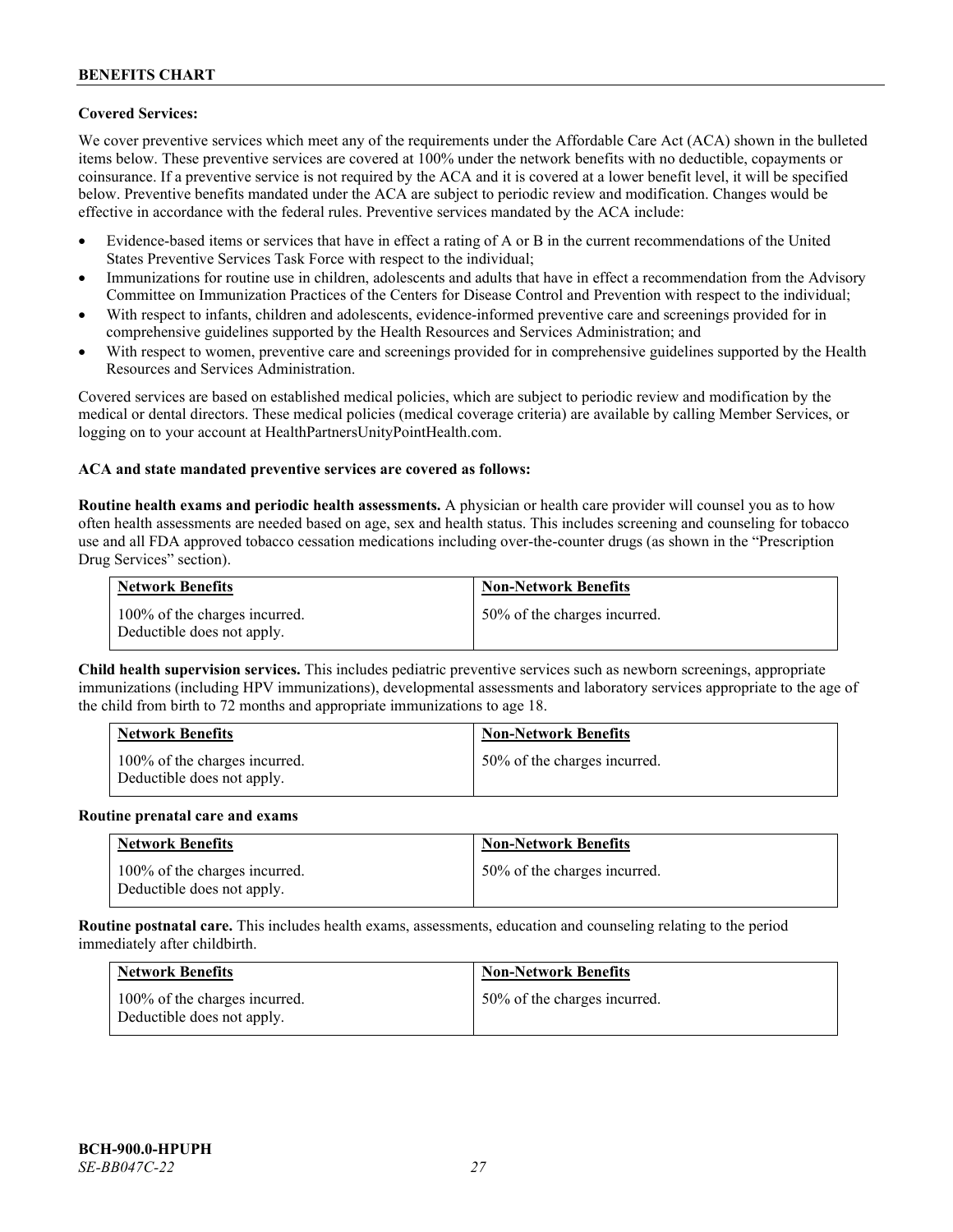**Covered Services:**

We cover preventive services which meet any of the requirements under the Affordable Care Act (ACA) shown in the bulleted items below. These preventive services are covered at 100% under the network benefits with no deductible, copayments or coinsurance. If a preventive service is not required by the ACA and it is covered at a lower benefit level, it will be specified below. Preventive benefits mandated under the ACA are subject to periodic review and modification. Changes would be effective in accordance with the federal rules. Preventive services mandated by the ACA include:

- Evidence-based items or services that have in effect a rating of A or B in the current recommendations of the United States Preventive Services Task Force with respect to the individual;
- Immunizations for routine use in children, adolescents and adults that have in effect a recommendation from the Advisory Committee on Immunization Practices of the Centers for Disease Control and Prevention with respect to the individual;
- With respect to infants, children and adolescents, evidence-informed preventive care and screenings provided for in comprehensive guidelines supported by the Health Resources and Services Administration; and
- With respect to women, preventive care and screenings provided for in comprehensive guidelines supported by the Health Resources and Services Administration.

Covered services are based on established medical policies, which are subject to periodic review and modification by the medical or dental directors. These medical policies (medical coverage criteria) are available by calling Member Services, or logging on to your account at HealthPartnersUnityPointHealth.com.

**ACA and state mandated preventive services are covered as follows:**

**Routine health exams and periodic health assessments.** A physician or health care provider will counsel you as to how often health assessments are needed based on age, sex and health status. This includes screening and counseling for tobacco use and all FDA approved tobacco cessation medications including over-the-counter drugs (as shown in the "Prescription Drug Services" section).

| Network Benefits | Non-Network Benefits |
|---|---|
| 100% of the charges incurred. Deductible does not apply. | 50% of the charges incurred. |

**Child health supervision services.** This includes pediatric preventive services such as newborn screenings, appropriate immunizations (including HPV immunizations), developmental assessments and laboratory services appropriate to the age of the child from birth to 72 months and appropriate immunizations to age 18.

| Network Benefits | Non-Network Benefits |
|---|---|
| 100% of the charges incurred. Deductible does not apply. | 50% of the charges incurred. |

**Routine prenatal care and exams**

| Network Benefits | Non-Network Benefits |
|---|---|
| 100% of the charges incurred. Deductible does not apply. | 50% of the charges incurred. |

**Routine postnatal care.** This includes health exams, assessments, education and counseling relating to the period immediately after childbirth.

| Network Benefits | Non-Network Benefits |
|---|---|
| 100% of the charges incurred. Deductible does not apply. | 50% of the charges incurred. |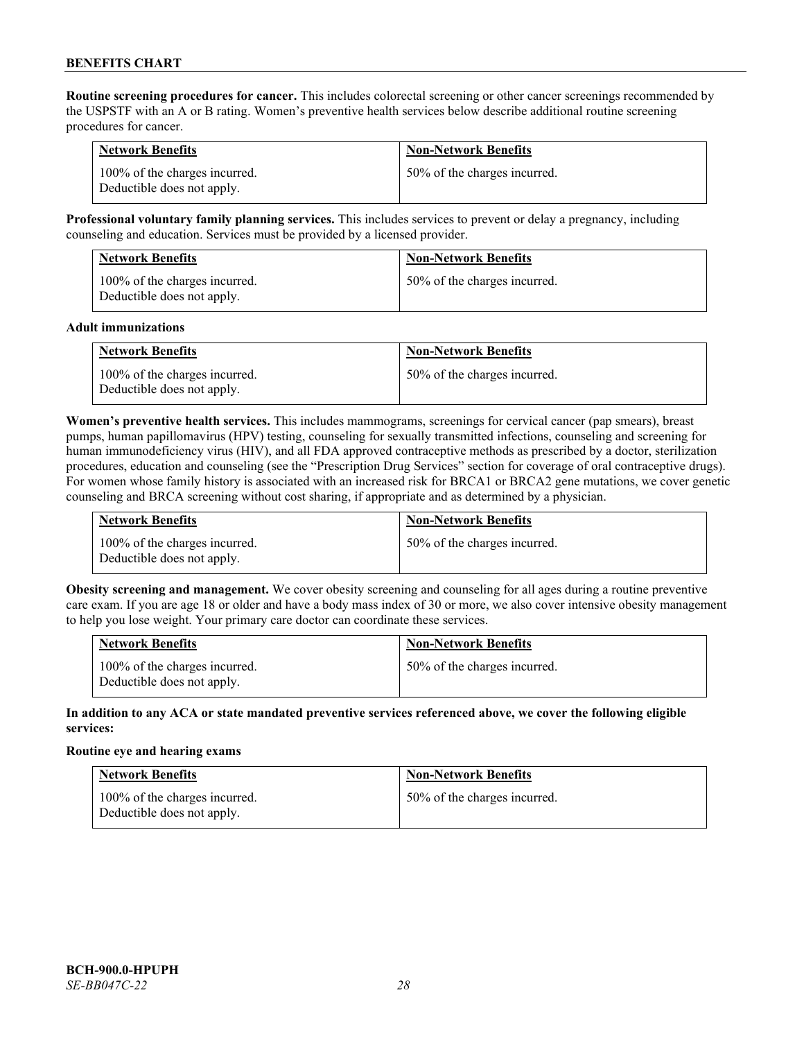**Routine screening procedures for cancer.** This includes colorectal screening or other cancer screenings recommended by the USPSTF with an A or B rating. Women's preventive health services below describe additional routine screening procedures for cancer.

| Network Benefits | Non-Network Benefits |
|---|---|
| 100% of the charges incurred. Deductible does not apply. | 50% of the charges incurred. |

**Professional voluntary family planning services.** This includes services to prevent or delay a pregnancy, including counseling and education. Services must be provided by a licensed provider.

| Network Benefits | Non-Network Benefits |
|---|---|
| 100% of the charges incurred. Deductible does not apply. | 50% of the charges incurred. |

**Adult immunizations**

| Network Benefits | Non-Network Benefits |
|---|---|
| 100% of the charges incurred. Deductible does not apply. | 50% of the charges incurred. |

**Women's preventive health services.** This includes mammograms, screenings for cervical cancer (pap smears), breast pumps, human papillomavirus (HPV) testing, counseling for sexually transmitted infections, counseling and screening for human immunodeficiency virus (HIV), and all FDA approved contraceptive methods as prescribed by a doctor, sterilization procedures, education and counseling (see the "Prescription Drug Services" section for coverage of oral contraceptive drugs). For women whose family history is associated with an increased risk for BRCA1 or BRCA2 gene mutations, we cover genetic counseling and BRCA screening without cost sharing, if appropriate and as determined by a physician.

| Network Benefits | Non-Network Benefits |
|---|---|
| 100% of the charges incurred. Deductible does not apply. | 50% of the charges incurred. |

**Obesity screening and management.** We cover obesity screening and counseling for all ages during a routine preventive care exam. If you are age 18 or older and have a body mass index of 30 or more, we also cover intensive obesity management to help you lose weight. Your primary care doctor can coordinate these services.

| Network Benefits | Non-Network Benefits |
|---|---|
| 100% of the charges incurred. Deductible does not apply. | 50% of the charges incurred. |

**In addition to any ACA or state mandated preventive services referenced above, we cover the following eligible services:**

**Routine eye and hearing exams**

| Network Benefits | Non-Network Benefits |
|---|---|
| 100% of the charges incurred. Deductible does not apply. | 50% of the charges incurred. |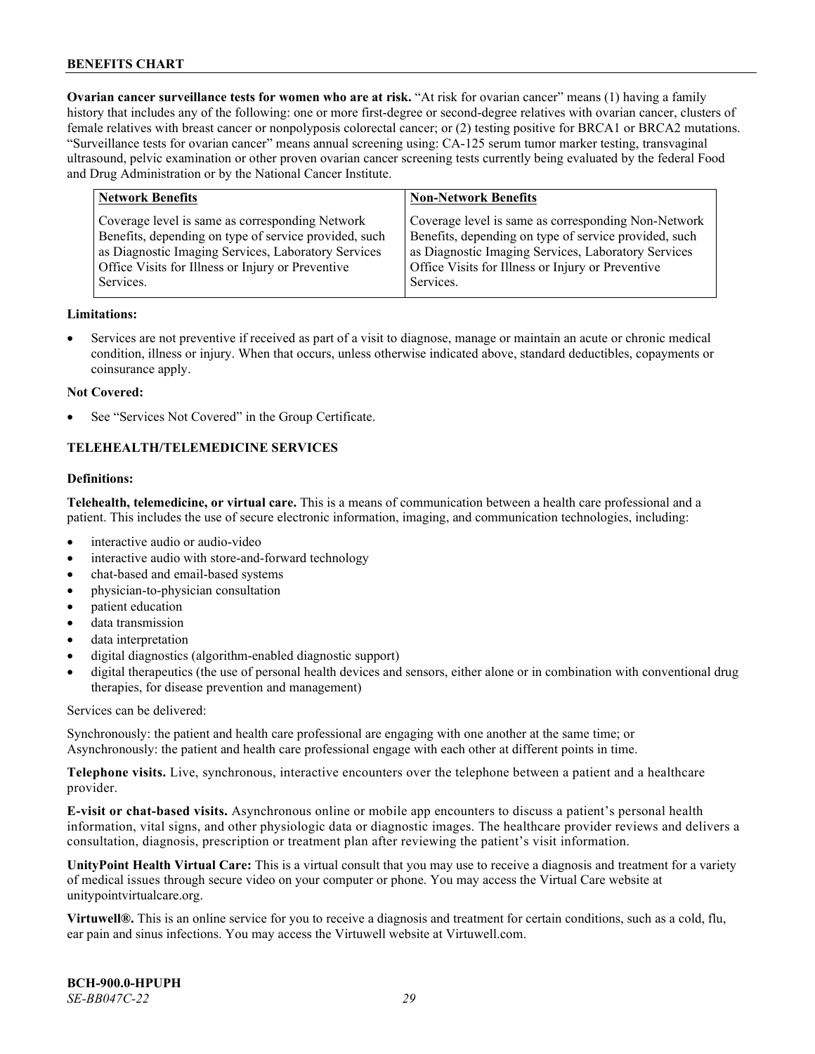**Ovarian cancer surveillance tests for women who are at risk.** "At risk for ovarian cancer" means (1) having a family history that includes any of the following: one or more first-degree or second-degree relatives with ovarian cancer, clusters of female relatives with breast cancer or nonpolyposis colorectal cancer; or (2) testing positive for BRCA1 or BRCA2 mutations. "Surveillance tests for ovarian cancer" means annual screening using: CA-125 serum tumor marker testing, transvaginal ultrasound, pelvic examination or other proven ovarian cancer screening tests currently being evaluated by the federal Food and Drug Administration or by the National Cancer Institute.

| Network Benefits | Non-Network Benefits |
| --- | --- |
| Coverage level is same as corresponding Network Benefits, depending on type of service provided, such as Diagnostic Imaging Services, Laboratory Services Office Visits for Illness or Injury or Preventive Services. | Coverage level is same as corresponding Non-Network Benefits, depending on type of service provided, such as Diagnostic Imaging Services, Laboratory Services Office Visits for Illness or Injury or Preventive Services. |

**Limitations:**

- Services are not preventive if received as part of a visit to diagnose, manage or maintain an acute or chronic medical condition, illness or injury. When that occurs, unless otherwise indicated above, standard deductibles, copayments or coinsurance apply.

**Not Covered:**

- See "Services Not Covered" in the Group Certificate.

## TELEHEALTH/TELEMEDICINE SERVICES

**Definitions:**

**Telehealth, telemedicine, or virtual care.** This is a means of communication between a health care professional and a patient. This includes the use of secure electronic information, imaging, and communication technologies, including:

- interactive audio or audio-video
- interactive audio with store-and-forward technology
- chat-based and email-based systems
- physician-to-physician consultation
- patient education
- data transmission
- data interpretation
- digital diagnostics (algorithm-enabled diagnostic support)
- digital therapeutics (the use of personal health devices and sensors, either alone or in combination with conventional drug therapies, for disease prevention and management)

Services can be delivered:

Synchronously: the patient and health care professional are engaging with one another at the same time; or
Asynchronously: the patient and health care professional engage with each other at different points in time.

**Telephone visits.** Live, synchronous, interactive encounters over the telephone between a patient and a healthcare provider.

**E-visit or chat-based visits.** Asynchronous online or mobile app encounters to discuss a patient's personal health information, vital signs, and other physiologic data or diagnostic images. The healthcare provider reviews and delivers a consultation, diagnosis, prescription or treatment plan after reviewing the patient's visit information.

**UnityPoint Health Virtual Care:** This is a virtual consult that you may use to receive a diagnosis and treatment for a variety of medical issues through secure video on your computer or phone. You may access the Virtual Care website at unitypointvirtualcare.org.

**Virtuwell®.** This is an online service for you to receive a diagnosis and treatment for certain conditions, such as a cold, flu, ear pain and sinus infections. You may access the Virtuwell website at Virtuwell.com.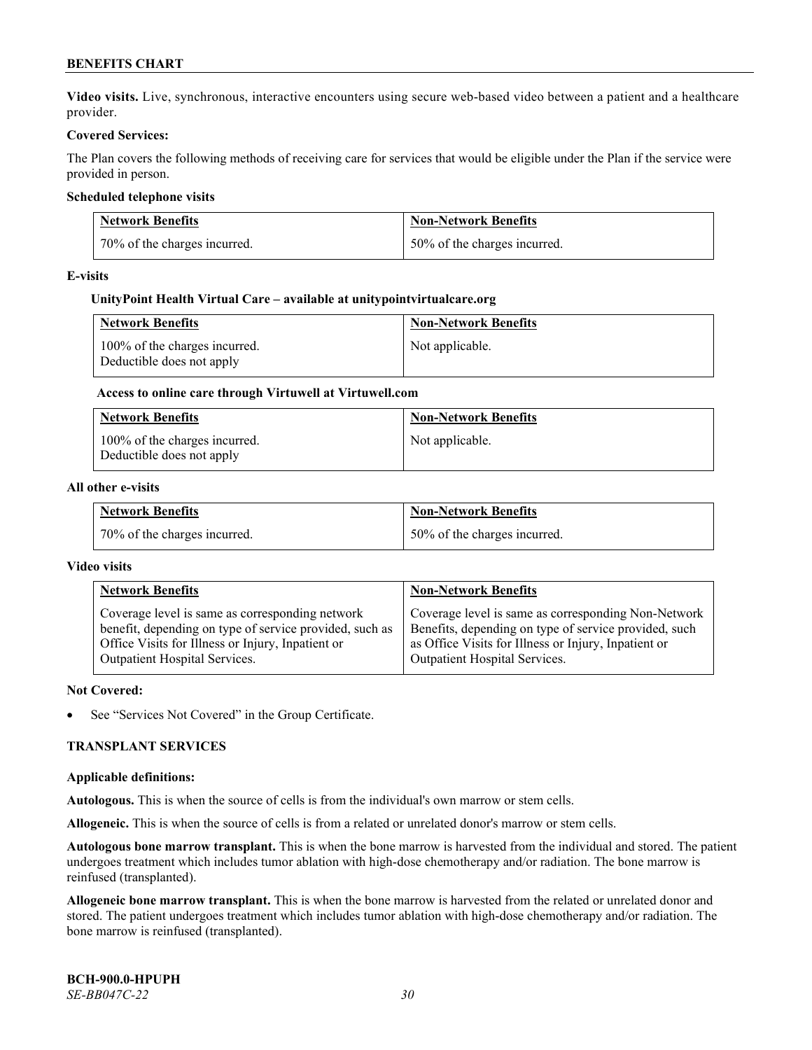**Video visits.** Live, synchronous, interactive encounters using secure web-based video between a patient and a healthcare provider.

**Covered Services:**

The Plan covers the following methods of receiving care for services that would be eligible under the Plan if the service were provided in person.

**Scheduled telephone visits**

| Network Benefits | Non-Network Benefits |
|---|---|
| 70% of the charges incurred. | 50% of the charges incurred. |

**E-visits**

**UnityPoint Health Virtual Care – available at unitypointvirtualcare.org**

| Network Benefits | Non-Network Benefits |
|---|---|
| 100% of the charges incurred. Deductible does not apply | Not applicable. |

**Access to online care through Virtuwell at Virtuwell.com**

| Network Benefits | Non-Network Benefits |
|---|---|
| 100% of the charges incurred. Deductible does not apply | Not applicable. |

**All other e-visits**

| Network Benefits | Non-Network Benefits |
|---|---|
| 70% of the charges incurred. | 50% of the charges incurred. |

**Video visits**

| Network Benefits | Non-Network Benefits |
|---|---|
| Coverage level is same as corresponding network benefit, depending on type of service provided, such as Office Visits for Illness or Injury, Inpatient or Outpatient Hospital Services. | Coverage level is same as corresponding Non-Network Benefits, depending on type of service provided, such as Office Visits for Illness or Injury, Inpatient or Outpatient Hospital Services. |

**Not Covered:**

- See "Services Not Covered" in the Group Certificate.

## TRANSPLANT SERVICES

**Applicable definitions:**

**Autologous.** This is when the source of cells is from the individual's own marrow or stem cells.

**Allogeneic.** This is when the source of cells is from a related or unrelated donor's marrow or stem cells.

**Autologous bone marrow transplant.** This is when the bone marrow is harvested from the individual and stored. The patient undergoes treatment which includes tumor ablation with high-dose chemotherapy and/or radiation. The bone marrow is reinfused (transplanted).

**Allogeneic bone marrow transplant.** This is when the bone marrow is harvested from the related or unrelated donor and stored. The patient undergoes treatment which includes tumor ablation with high-dose chemotherapy and/or radiation. The bone marrow is reinfused (transplanted).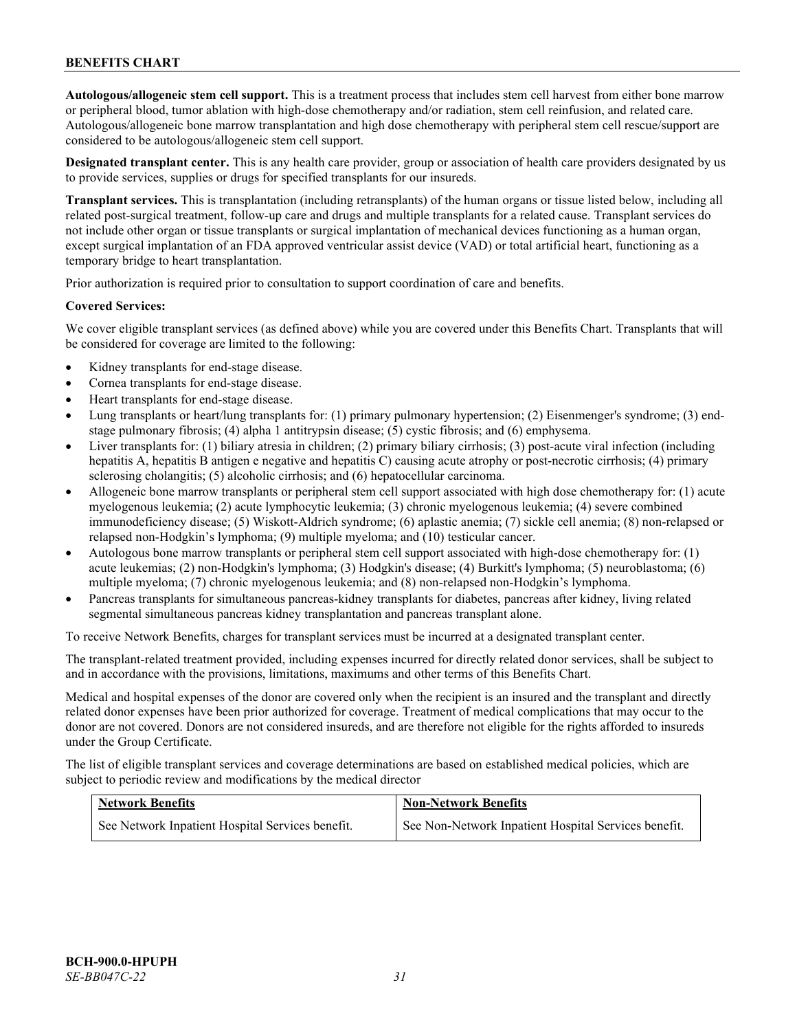**Autologous/allogeneic stem cell support.** This is a treatment process that includes stem cell harvest from either bone marrow or peripheral blood, tumor ablation with high-dose chemotherapy and/or radiation, stem cell reinfusion, and related care. Autologous/allogeneic bone marrow transplantation and high dose chemotherapy with peripheral stem cell rescue/support are considered to be autologous/allogeneic stem cell support.

**Designated transplant center.** This is any health care provider, group or association of health care providers designated by us to provide services, supplies or drugs for specified transplants for our insureds.

**Transplant services.** This is transplantation (including retransplants) of the human organs or tissue listed below, including all related post-surgical treatment, follow-up care and drugs and multiple transplants for a related cause. Transplant services do not include other organ or tissue transplants or surgical implantation of mechanical devices functioning as a human organ, except surgical implantation of an FDA approved ventricular assist device (VAD) or total artificial heart, functioning as a temporary bridge to heart transplantation.

Prior authorization is required prior to consultation to support coordination of care and benefits.

**Covered Services:**

We cover eligible transplant services (as defined above) while you are covered under this Benefits Chart. Transplants that will be considered for coverage are limited to the following:

- Kidney transplants for end-stage disease.
- Cornea transplants for end-stage disease.
- Heart transplants for end-stage disease.
- Lung transplants or heart/lung transplants for: (1) primary pulmonary hypertension; (2) Eisenmenger's syndrome; (3) end-stage pulmonary fibrosis; (4) alpha 1 antitrypsin disease; (5) cystic fibrosis; and (6) emphysema.
- Liver transplants for: (1) biliary atresia in children; (2) primary biliary cirrhosis; (3) post-acute viral infection (including hepatitis A, hepatitis B antigen e negative and hepatitis C) causing acute atrophy or post-necrotic cirrhosis; (4) primary sclerosing cholangitis; (5) alcoholic cirrhosis; and (6) hepatocellular carcinoma.
- Allogeneic bone marrow transplants or peripheral stem cell support associated with high dose chemotherapy for: (1) acute myelogenous leukemia; (2) acute lymphocytic leukemia; (3) chronic myelogenous leukemia; (4) severe combined immunodeficiency disease; (5) Wiskott-Aldrich syndrome; (6) aplastic anemia; (7) sickle cell anemia; (8) non-relapsed or relapsed non-Hodgkin's lymphoma; (9) multiple myeloma; and (10) testicular cancer.
- Autologous bone marrow transplants or peripheral stem cell support associated with high-dose chemotherapy for: (1) acute leukemias; (2) non-Hodgkin's lymphoma; (3) Hodgkin's disease; (4) Burkitt's lymphoma; (5) neuroblastoma; (6) multiple myeloma; (7) chronic myelogenous leukemia; and (8) non-relapsed non-Hodgkin's lymphoma.
- Pancreas transplants for simultaneous pancreas-kidney transplants for diabetes, pancreas after kidney, living related segmental simultaneous pancreas kidney transplantation and pancreas transplant alone.

To receive Network Benefits, charges for transplant services must be incurred at a designated transplant center.

The transplant-related treatment provided, including expenses incurred for directly related donor services, shall be subject to and in accordance with the provisions, limitations, maximums and other terms of this Benefits Chart.

Medical and hospital expenses of the donor are covered only when the recipient is an insured and the transplant and directly related donor expenses have been prior authorized for coverage. Treatment of medical complications that may occur to the donor are not covered. Donors are not considered insureds, and are therefore not eligible for the rights afforded to insureds under the Group Certificate.

The list of eligible transplant services and coverage determinations are based on established medical policies, which are subject to periodic review and modifications by the medical director

| Network Benefits | Non-Network Benefits |
|---|---|
| See Network Inpatient Hospital Services benefit. | See Non-Network Inpatient Hospital Services benefit. |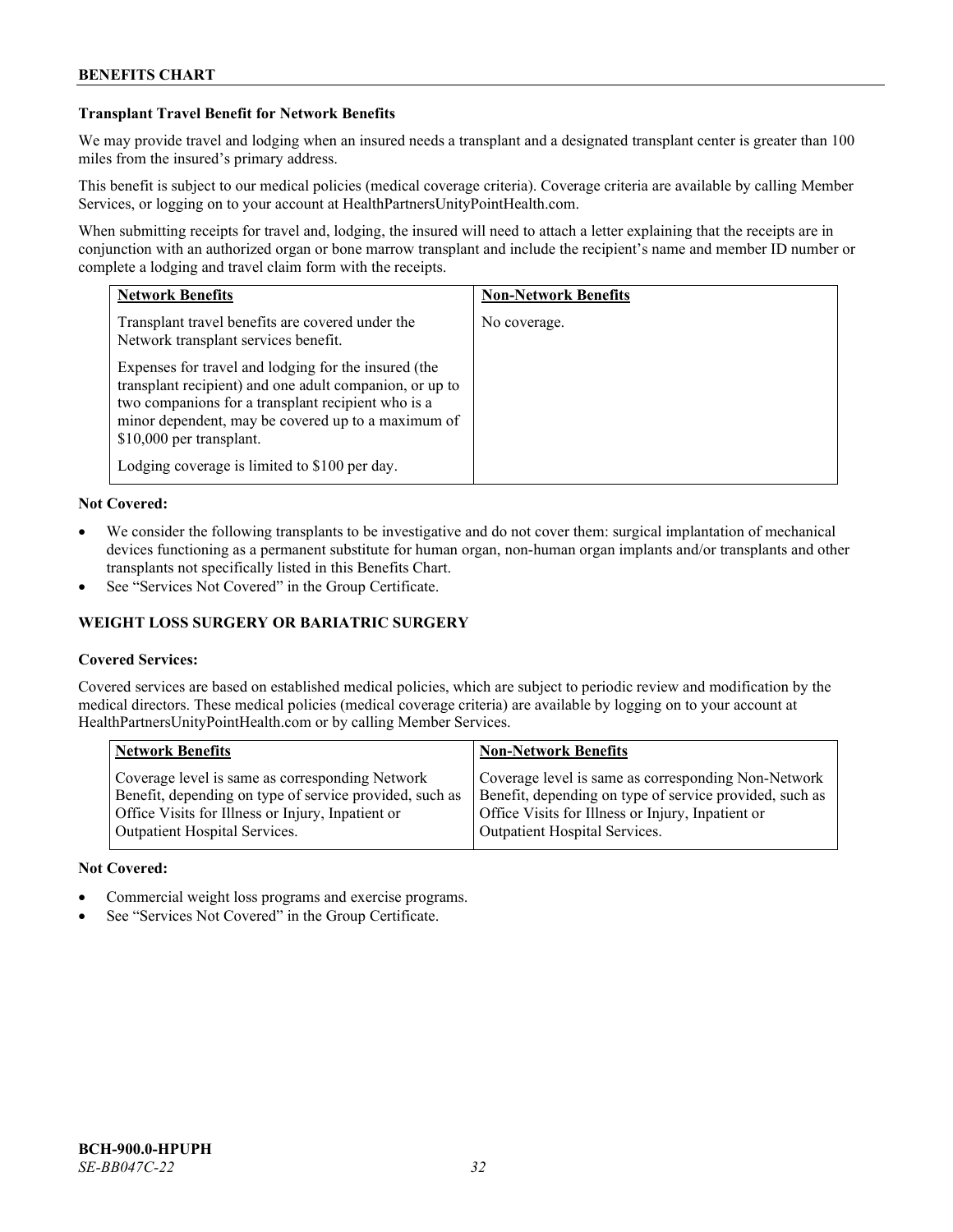**Transplant Travel Benefit for Network Benefits**

We may provide travel and lodging when an insured needs a transplant and a designated transplant center is greater than 100 miles from the insured's primary address.

This benefit is subject to our medical policies (medical coverage criteria). Coverage criteria are available by calling Member Services, or logging on to your account at HealthPartnersUnityPointHealth.com.

When submitting receipts for travel and, lodging, the insured will need to attach a letter explaining that the receipts are in conjunction with an authorized organ or bone marrow transplant and include the recipient's name and member ID number or complete a lodging and travel claim form with the receipts.

| Network Benefits | Non-Network Benefits |
|---|---|
| Transplant travel benefits are covered under the Network transplant services benefit.<br><br>Expenses for travel and lodging for the insured (the transplant recipient) and one adult companion, or up to two companions for a transplant recipient who is a minor dependent, may be covered up to a maximum of \$10,000 per transplant.<br><br>Lodging coverage is limited to \$100 per day. | No coverage. |

**Not Covered:**

- We consider the following transplants to be investigative and do not cover them: surgical implantation of mechanical devices functioning as a permanent substitute for human organ, non-human organ implants and/or transplants and other transplants not specifically listed in this Benefits Chart.
- See "Services Not Covered" in the Group Certificate.

## WEIGHT LOSS SURGERY OR BARIATRIC SURGERY

**Covered Services:**

Covered services are based on established medical policies, which are subject to periodic review and modification by the medical directors. These medical policies (medical coverage criteria) are available by logging on to your account at HealthPartnersUnityPointHealth.com or by calling Member Services.

| Network Benefits | Non-Network Benefits |
|---|---|
| Coverage level is same as corresponding Network Benefit, depending on type of service provided, such as Office Visits for Illness or Injury, Inpatient or Outpatient Hospital Services. | Coverage level is same as corresponding Non-Network Benefit, depending on type of service provided, such as Office Visits for Illness or Injury, Inpatient or Outpatient Hospital Services. |

**Not Covered:**

- Commercial weight loss programs and exercise programs.
- See "Services Not Covered" in the Group Certificate.

**BCH-900.0-HPUPH**
*SE-BB047C-22*